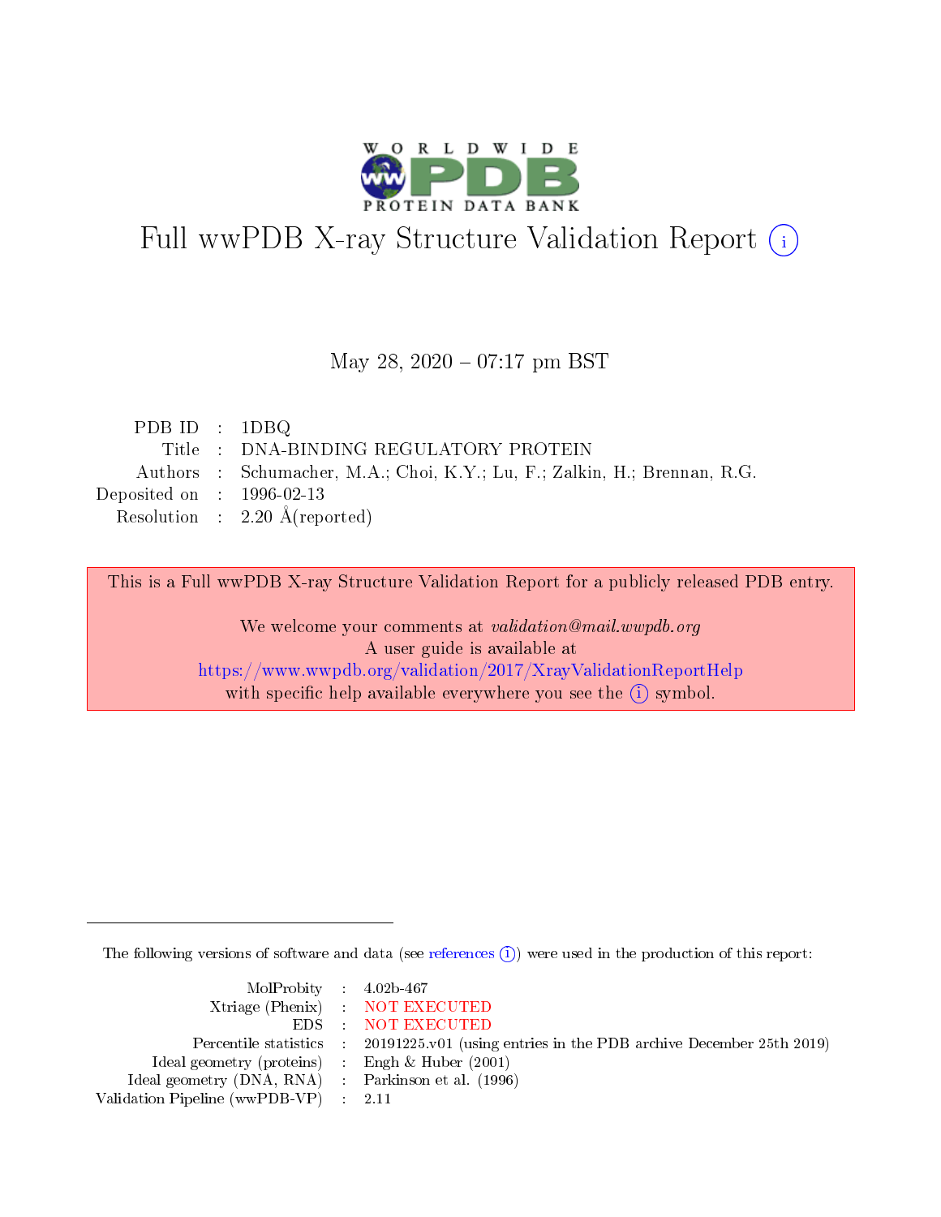# Full wwPDB X-ray Structure Validation Report

May 28, 2020 – 07:17 pm BST

| | | |
|---|---|---|
| PDB ID | : | 1DBQ |
| Title | : | DNA-BINDING REGULATORY PROTEIN |
| Authors | : | Schumacher, M.A.; Choi, K.Y.; Lu, F.; Zalkin, H.; Brennan, R.G. |
| Deposited on | : | 1996-02-13 |
| Resolution | : | 2.20 Å(reported) |

This is a Full wwPDB X-ray Structure Validation Report for a publicly released PDB entry.

We welcome your comments at *validation@mail.wwpdb.org*
A user guide is available at
https://www.wwpdb.org/validation/2017/XrayValidationReportHelp
with specific help available everywhere you see the (i) symbol.

The following versions of software and data (see references (i)) were used in the production of this report:

| | | |
|---|---|---|
| MolProbity | : | 4.02b-467 |
| Xtriage (Phenix) | : | NOT EXECUTED |
| EDS | : | NOT EXECUTED |
| Percentile statistics | : | 20191225.v01 (using entries in the PDB archive December 25th 2019) |
| Ideal geometry (proteins) | : | Engh & Huber (2001) |
| Ideal geometry (DNA, RNA) | : | Parkinson et al. (1996) |
| Validation Pipeline (wwPDB-VP) | : | 2.11 |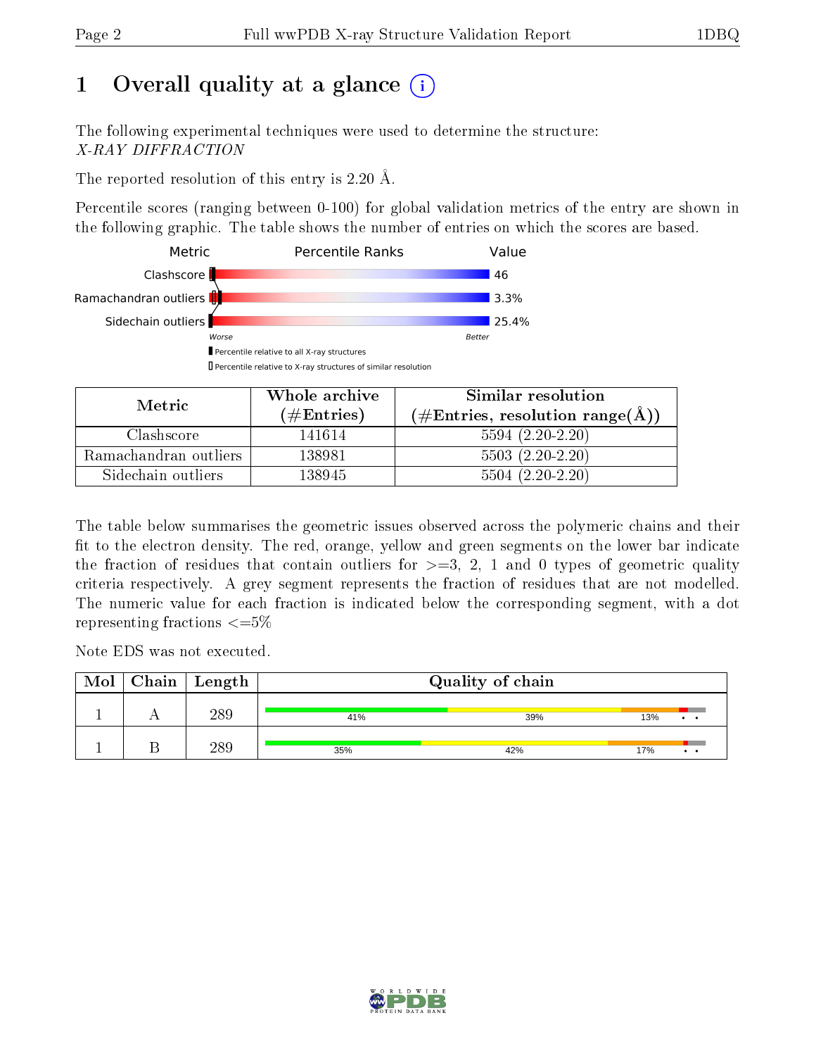# 1 Overall quality at a glance

The following experimental techniques were used to determine the structure:
*X-RAY DIFFRACTION*

The reported resolution of this entry is 2.20 Å.

Percentile scores (ranging between 0-100) for global validation metrics of the entry are shown in the following graphic. The table shows the number of entries on which the scores are based.

| Metric | Value |
|---|---|
| Clashscore | 46 |
| Ramachandran outliers | 3.3% |
| Sidechain outliers | 25.4% |

| Metric | Whole archive (#Entries) | Similar resolution (#Entries, resolution range(Å)) |
|---|---|---|
| Clashscore | 141614 | 5594 (2.20-2.20) |
| Ramachandran outliers | 138981 | 5503 (2.20-2.20) |
| Sidechain outliers | 138945 | 5504 (2.20-2.20) |

The table below summarises the geometric issues observed across the polymeric chains and their fit to the electron density. The red, orange, yellow and green segments on the lower bar indicate the fraction of residues that contain outliers for >=3, 2, 1 and 0 types of geometric quality criteria respectively. A grey segment represents the fraction of residues that are not modelled. The numeric value for each fraction is indicated below the corresponding segment, with a dot representing fractions <=5%

Note EDS was not executed.

| Mol | Chain | Length | Quality of chain |
|---|---|---|---|
| 1 | A | 289 | 41% / 39% / 13% / • / • |
| 1 | B | 289 | 35% / 42% / 17% / • / • |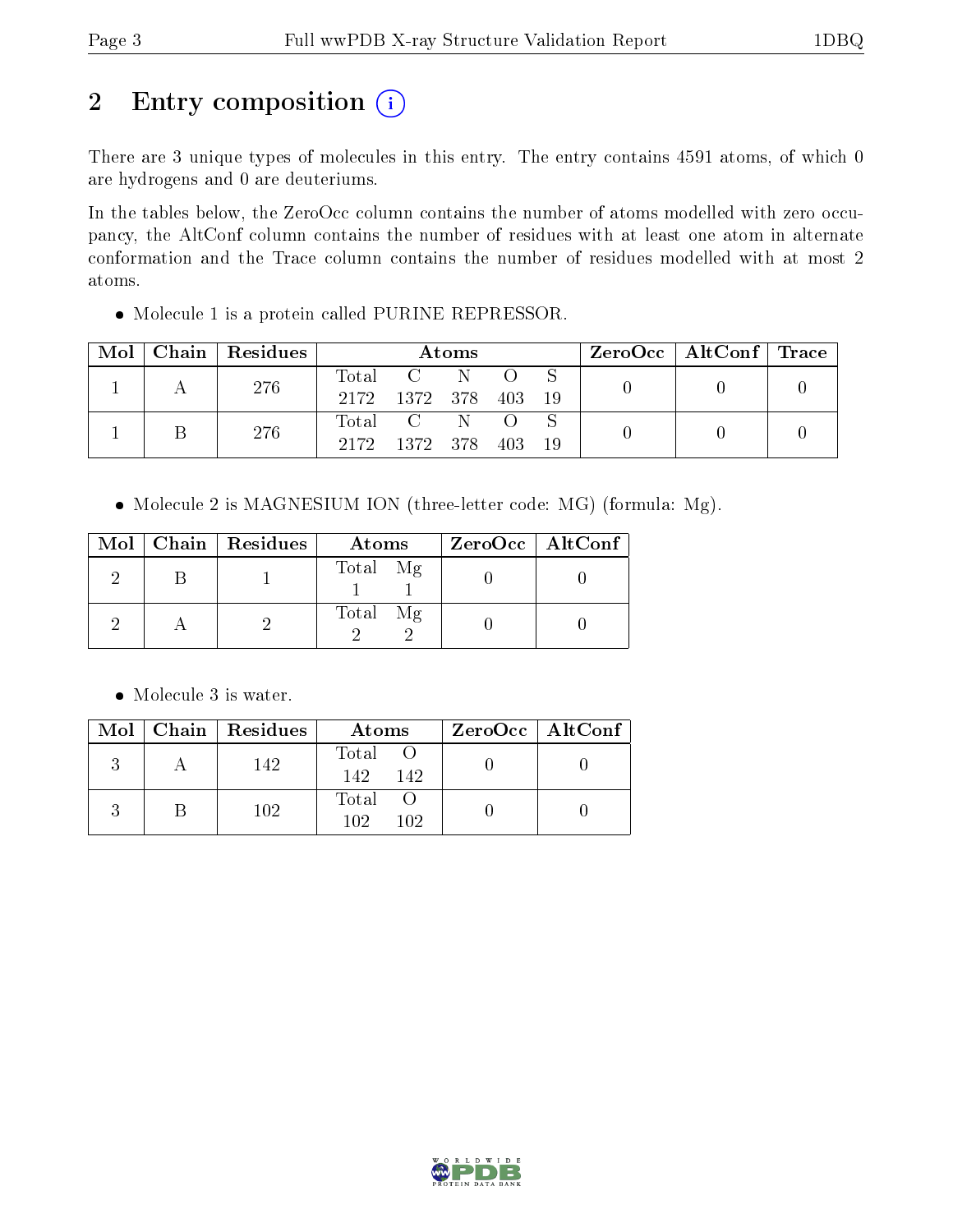## 2 Entry composition

There are 3 unique types of molecules in this entry. The entry contains 4591 atoms, of which 0 are hydrogens and 0 are deuteriums.

In the tables below, the ZeroOcc column contains the number of atoms modelled with zero occupancy, the AltConf column contains the number of residues with at least one atom in alternate conformation and the Trace column contains the number of residues modelled with at most 2 atoms.

- Molecule 1 is a protein called PURINE REPRESSOR.

| Mol | Chain | Residues | Atoms | | | | | ZeroOcc | AltConf | Trace |
|---|---|---|---|---|---|---|---|---|---|---|
| 1 | A | 276 | Total<br>2172 | C<br>1372 | N<br>378 | O<br>403 | S<br>19 | 0 | 0 | 0 |
| 1 | B | 276 | Total<br>2172 | C<br>1372 | N<br>378 | O<br>403 | S<br>19 | 0 | 0 | 0 |

- Molecule 2 is MAGNESIUM ION (three-letter code: MG) (formula: Mg).

| Mol | Chain | Residues | Atoms | | ZeroOcc | AltConf |
|---|---|---|---|---|---|---|
| 2 | B | 1 | Total<br>1 | Mg<br>1 | 0 | 0 |
| 2 | A | 2 | Total<br>2 | Mg<br>2 | 0 | 0 |

- Molecule 3 is water.

| Mol | Chain | Residues | Atoms | | ZeroOcc | AltConf |
|---|---|---|---|---|---|---|
| 3 | A | 142 | Total<br>142 | O<br>142 | 0 | 0 |
| 3 | B | 102 | Total<br>102 | O<br>102 | 0 | 0 |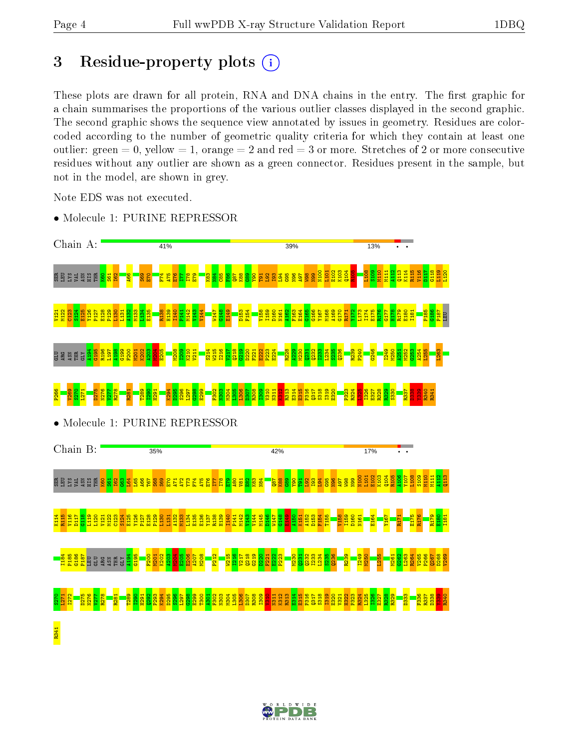## 3 Residue-property plots

These plots are drawn for all protein, RNA and DNA chains in the entry. The first graphic for a chain summarises the proportions of the various outlier classes displayed in the second graphic. The second graphic shows the sequence view annotated by issues in geometry. Residues are color-coded according to the number of geometric quality criteria for which they contain at least one outlier: green = 0, yellow = 1, orange = 2 and red = 3 or more. Stretches of 2 or more consecutive residues without any outlier are shown as a green connector. Residues present in the sample, but not in the model, are shown in grey.

Note EDS was not executed.

- Molecule 1: PURINE REPRESSOR

Chain A: 41% 39% 13% • •

- Molecule 1: PURINE REPRESSOR

Chain B: 35% 42% 17% • •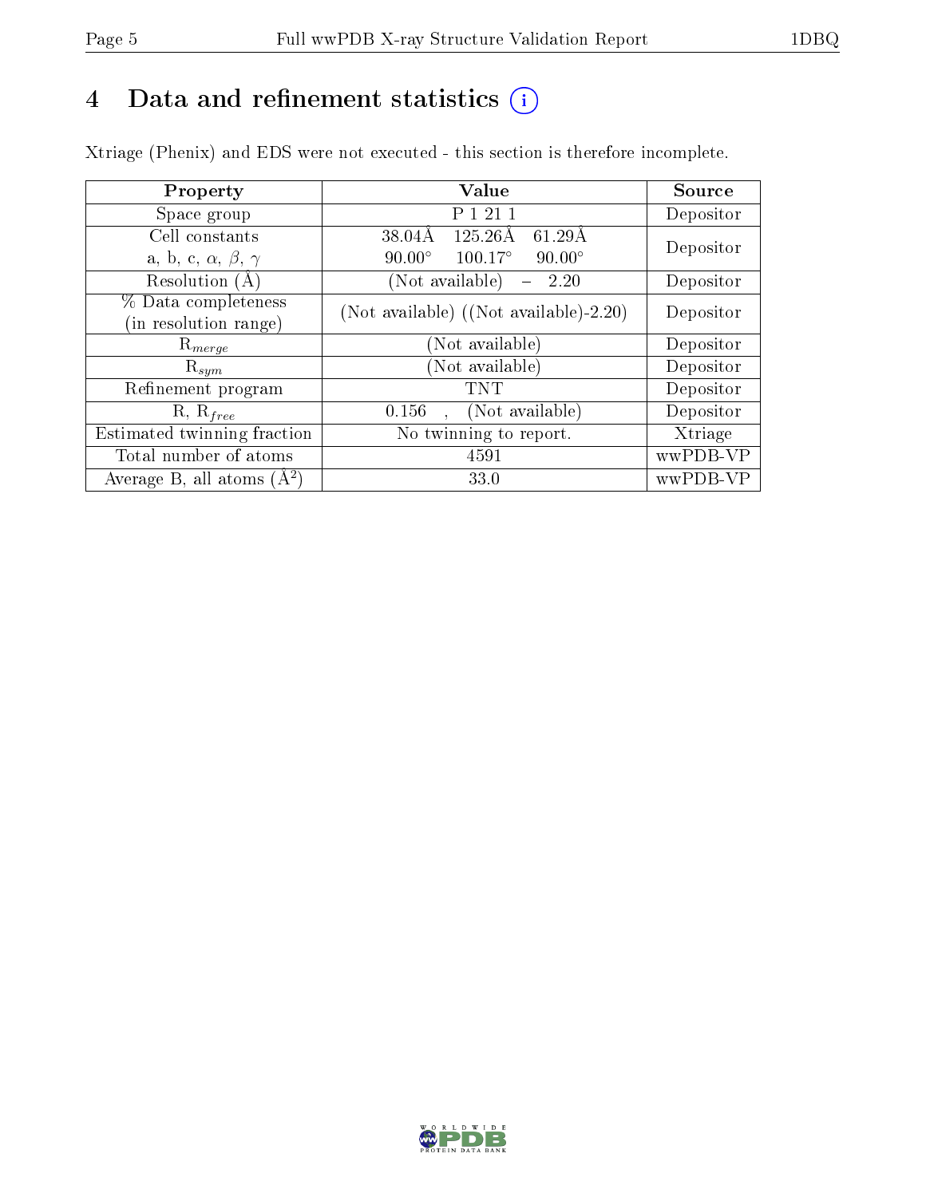# 4 Data and refinement statistics (i)

Xtriage (Phenix) and EDS were not executed - this section is therefore incomplete.

| Property | Value | Source |
|---|---|---|
| Space group | P 1 21 1 | Depositor |
| Cell constants<br>a, b, c, $\alpha$, $\beta$, $\gamma$ | 38.04Å 125.26Å 61.29Å<br>90.00° 100.17° 90.00° | Depositor |
| Resolution (Å) | (Not available) – 2.20 | Depositor |
| % Data completeness<br>(in resolution range) | (Not available) ((Not available)-2.20) | Depositor |
| $R_{merge}$ | (Not available) | Depositor |
| $R_{sym}$ | (Not available) | Depositor |
| Refinement program | TNT | Depositor |
| R, $R_{free}$ | 0.156 , (Not available) | Depositor |
| Estimated twinning fraction | No twinning to report. | Xtriage |
| Total number of atoms | 4591 | wwPDB-VP |
| Average B, all atoms (Å$^2$) | 33.0 | wwPDB-VP |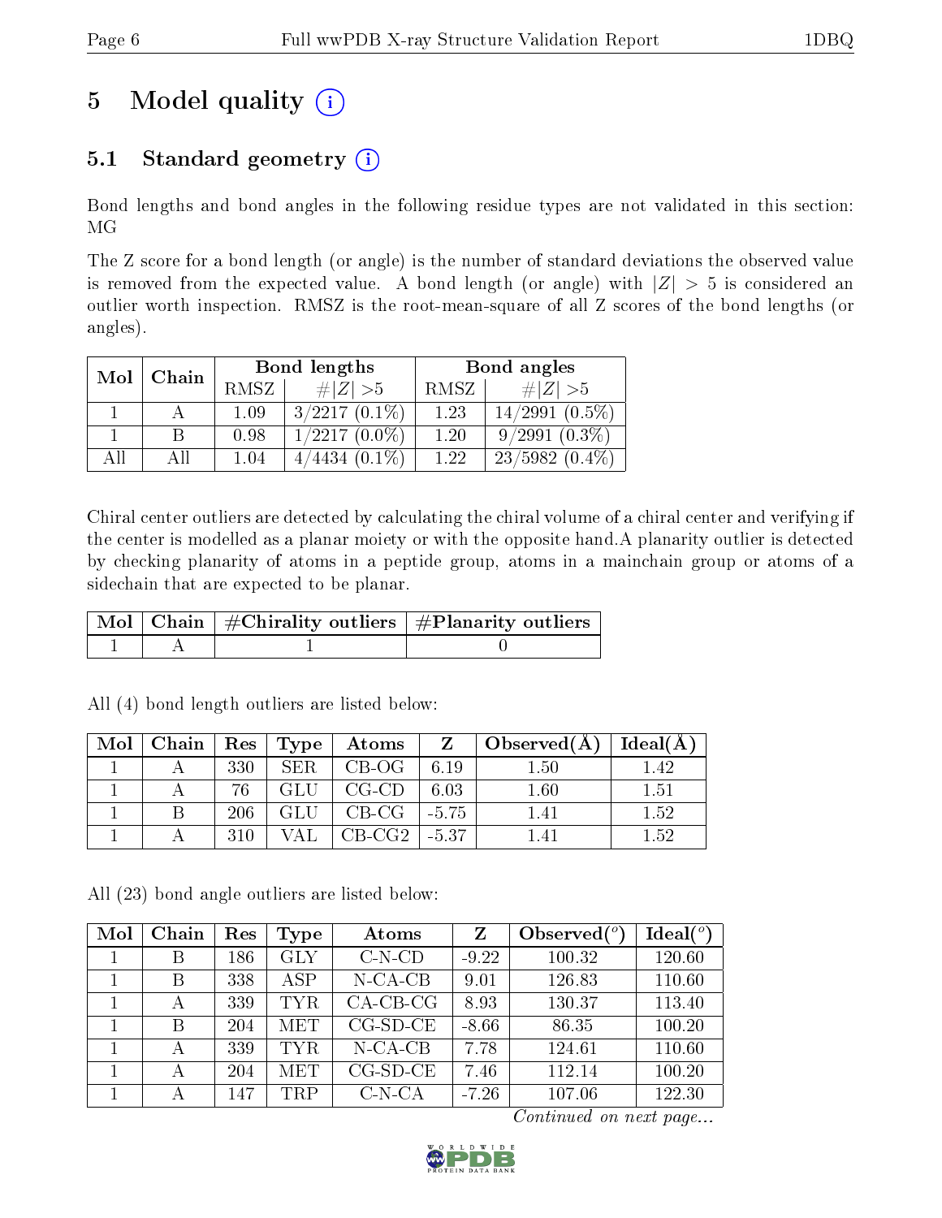# 5 Model quality

## 5.1 Standard geometry

Bond lengths and bond angles in the following residue types are not validated in this section: MG

The Z score for a bond length (or angle) is the number of standard deviations the observed value is removed from the expected value. A bond length (or angle) with $|Z| > 5$ is considered an outlier worth inspection. RMSZ is the root-mean-square of all Z scores of the bond lengths (or angles).

| Mol | Chain | Bond lengths | | Bond angles | |
|---|---|---|---|---|---|
| | | RMSZ | $\#\|Z\| > 5$ | RMSZ | $\#\|Z\| > 5$ |
| 1 | A | 1.09 | 3/2217 (0.1%) | 1.23 | 14/2991 (0.5%) |
| 1 | B | 0.98 | 1/2217 (0.0%) | 1.20 | 9/2991 (0.3%) |
| All | All | 1.04 | 4/4434 (0.1%) | 1.22 | 23/5982 (0.4%) |

Chiral center outliers are detected by calculating the chiral volume of a chiral center and verifying if the center is modelled as a planar moiety or with the opposite hand.A planarity outlier is detected by checking planarity of atoms in a peptide group, atoms in a mainchain group or atoms of a sidechain that are expected to be planar.

| Mol | Chain | #Chirality outliers | #Planarity outliers |
|---|---|---|---|
| 1 | A | 1 | 0 |

All (4) bond length outliers are listed below:

| Mol | Chain | Res | Type | Atoms | Z | Observed(Å) | Ideal(Å) |
|---|---|---|---|---|---|---|---|
| 1 | A | 330 | SER | CB-OG | 6.19 | 1.50 | 1.42 |
| 1 | A | 76 | GLU | CG-CD | 6.03 | 1.60 | 1.51 |
| 1 | B | 206 | GLU | CB-CG | -5.75 | 1.41 | 1.52 |
| 1 | A | 310 | VAL | CB-CG2 | -5.37 | 1.41 | 1.52 |

All (23) bond angle outliers are listed below:

| Mol | Chain | Res | Type | Atoms | Z | Observed(°) | Ideal(°) |
|---|---|---|---|---|---|---|---|
| 1 | B | 186 | GLY | C-N-CD | -9.22 | 100.32 | 120.60 |
| 1 | B | 338 | ASP | N-CA-CB | 9.01 | 126.83 | 110.60 |
| 1 | A | 339 | TYR | CA-CB-CG | 8.93 | 130.37 | 113.40 |
| 1 | B | 204 | MET | CG-SD-CE | -8.66 | 86.35 | 100.20 |
| 1 | A | 339 | TYR | N-CA-CB | 7.78 | 124.61 | 110.60 |
| 1 | A | 204 | MET | CG-SD-CE | 7.46 | 112.14 | 100.20 |
| 1 | A | 147 | TRP | C-N-CA | -7.26 | 107.06 | 122.30 |

*Continued on next page...*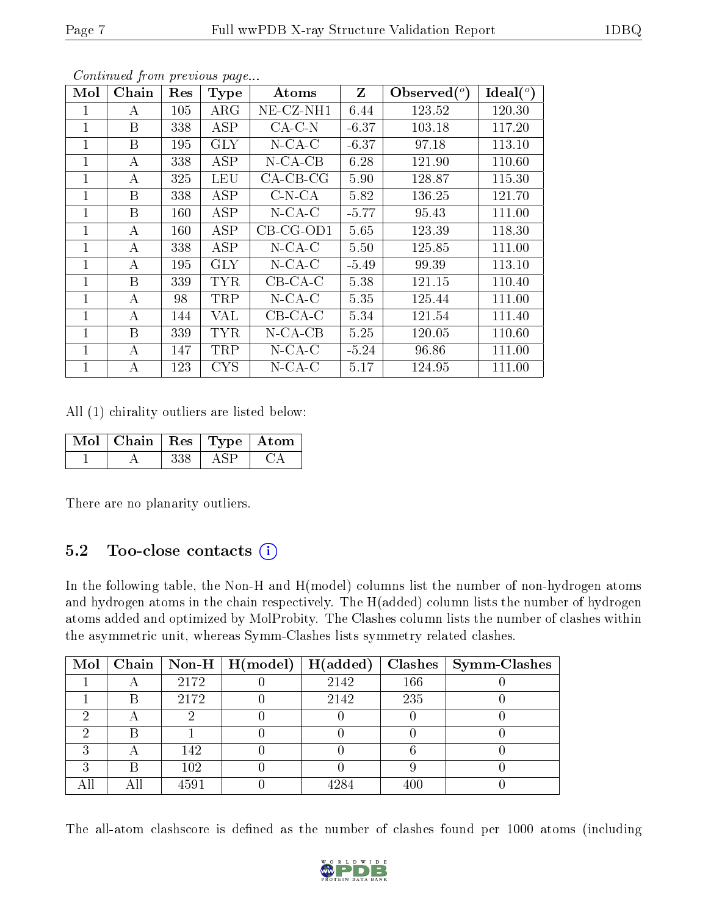*Continued from previous page...*

| Mol | Chain | Res | Type | Atoms | Z | Observed(°) | Ideal(°) |
|---|---|---|---|---|---|---|---|
| 1 | A | 105 | ARG | NE-CZ-NH1 | 6.44 | 123.52 | 120.30 |
| 1 | B | 338 | ASP | CA-C-N | -6.37 | 103.18 | 117.20 |
| 1 | B | 195 | GLY | N-CA-C | -6.37 | 97.18 | 113.10 |
| 1 | A | 338 | ASP | N-CA-CB | 6.28 | 121.90 | 110.60 |
| 1 | A | 325 | LEU | CA-CB-CG | 5.90 | 128.87 | 115.30 |
| 1 | B | 338 | ASP | C-N-CA | 5.82 | 136.25 | 121.70 |
| 1 | B | 160 | ASP | N-CA-C | -5.77 | 95.43 | 111.00 |
| 1 | A | 160 | ASP | CB-CG-OD1 | 5.65 | 123.39 | 118.30 |
| 1 | A | 338 | ASP | N-CA-C | 5.50 | 125.85 | 111.00 |
| 1 | A | 195 | GLY | N-CA-C | -5.49 | 99.39 | 113.10 |
| 1 | B | 339 | TYR | CB-CA-C | 5.38 | 121.15 | 110.40 |
| 1 | A | 98 | TRP | N-CA-C | 5.35 | 125.44 | 111.00 |
| 1 | A | 144 | VAL | CB-CA-C | 5.34 | 121.54 | 111.40 |
| 1 | B | 339 | TYR | N-CA-CB | 5.25 | 120.05 | 110.60 |
| 1 | A | 147 | TRP | N-CA-C | -5.24 | 96.86 | 111.00 |
| 1 | A | 123 | CYS | N-CA-C | 5.17 | 124.95 | 111.00 |

All (1) chirality outliers are listed below:

| Mol | Chain | Res | Type | Atom |
|---|---|---|---|---|
| 1 | A | 338 | ASP | CA |

There are no planarity outliers.

## 5.2 Too-close contacts (i)

In the following table, the Non-H and H(model) columns list the number of non-hydrogen atoms and hydrogen atoms in the chain respectively. The H(added) column lists the number of hydrogen atoms added and optimized by MolProbity. The Clashes column lists the number of clashes within the asymmetric unit, whereas Symm-Clashes lists symmetry related clashes.

| Mol | Chain | Non-H | H(model) | H(added) | Clashes | Symm-Clashes |
|---|---|---|---|---|---|---|
| 1 | A | 2172 | 0 | 2142 | 166 | 0 |
| 1 | B | 2172 | 0 | 2142 | 235 | 0 |
| 2 | A | 2 | 0 | 0 | 0 | 0 |
| 2 | B | 1 | 0 | 0 | 0 | 0 |
| 3 | A | 142 | 0 | 0 | 6 | 0 |
| 3 | B | 102 | 0 | 0 | 9 | 0 |
| All | All | 4591 | 0 | 4284 | 400 | 0 |

The all-atom clashscore is defined as the number of clashes found per 1000 atoms (including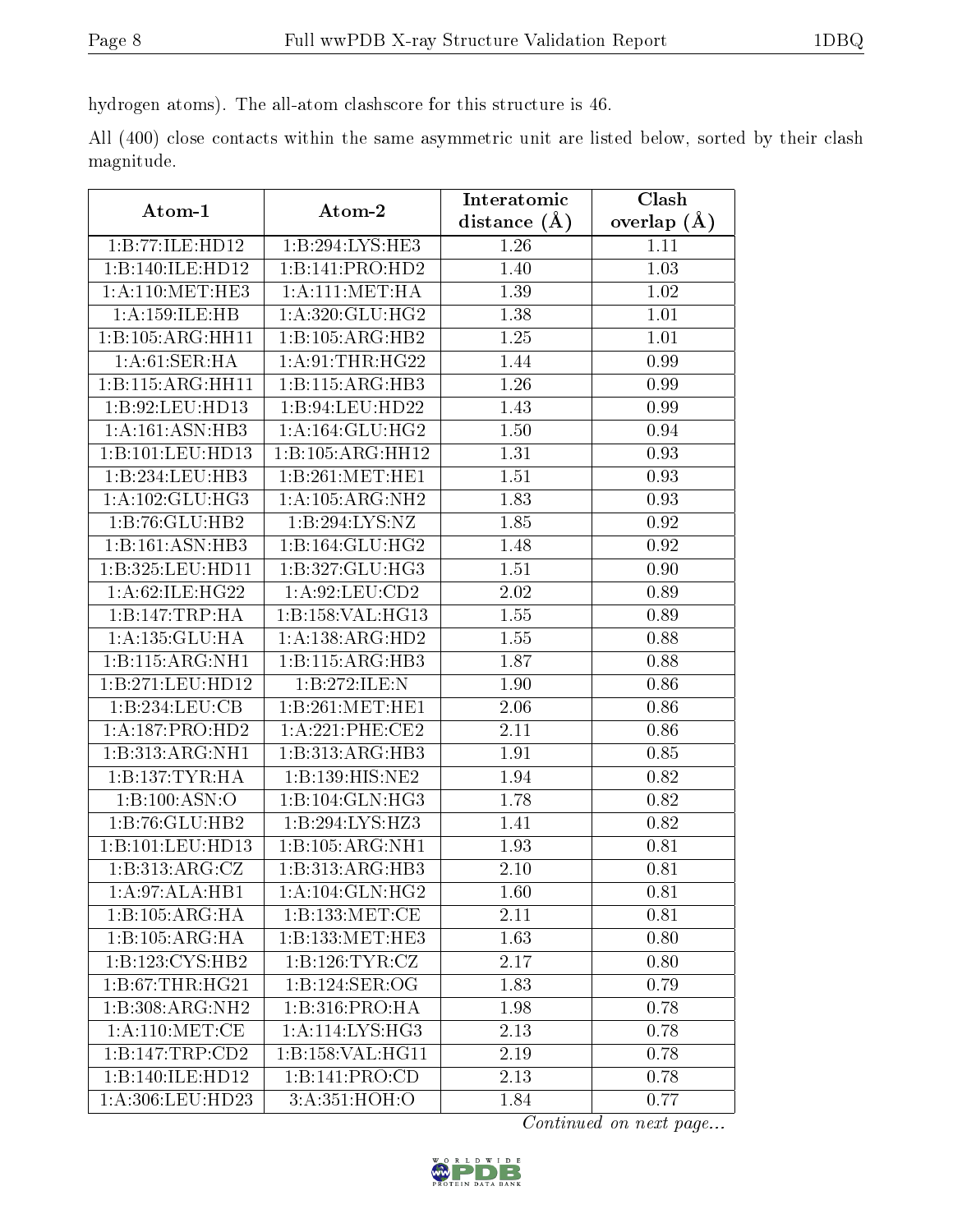hydrogen atoms). The all-atom clashscore for this structure is 46.

All (400) close contacts within the same asymmetric unit are listed below, sorted by their clash magnitude.

| Atom-1 | Atom-2 | Interatomic distance (Å) | Clash overlap (Å) |
|---|---|---|---|
| 1:B:77:ILE:HD12 | 1:B:294:LYS:HE3 | 1.26 | 1.11 |
| 1:B:140:ILE:HD12 | 1:B:141:PRO:HD2 | 1.40 | 1.03 |
| 1:A:110:MET:HE3 | 1:A:111:MET:HA | 1.39 | 1.02 |
| 1:A:159:ILE:HB | 1:A:320:GLU:HG2 | 1.38 | 1.01 |
| 1:B:105:ARG:HH11 | 1:B:105:ARG:HB2 | 1.25 | 1.01 |
| 1:A:61:SER:HA | 1:A:91:THR:HG22 | 1.44 | 0.99 |
| 1:B:115:ARG:HH11 | 1:B:115:ARG:HB3 | 1.26 | 0.99 |
| 1:B:92:LEU:HD13 | 1:B:94:LEU:HD22 | 1.43 | 0.99 |
| 1:A:161:ASN:HB3 | 1:A:164:GLU:HG2 | 1.50 | 0.94 |
| 1:B:101:LEU:HD13 | 1:B:105:ARG:HH12 | 1.31 | 0.93 |
| 1:B:234:LEU:HB3 | 1:B:261:MET:HE1 | 1.51 | 0.93 |
| 1:A:102:GLU:HG3 | 1:A:105:ARG:NH2 | 1.83 | 0.93 |
| 1:B:76:GLU:HB2 | 1:B:294:LYS:NZ | 1.85 | 0.92 |
| 1:B:161:ASN:HB3 | 1:B:164:GLU:HG2 | 1.48 | 0.92 |
| 1:B:325:LEU:HD11 | 1:B:327:GLU:HG3 | 1.51 | 0.90 |
| 1:A:62:ILE:HG22 | 1:A:92:LEU:CD2 | 2.02 | 0.89 |
| 1:B:147:TRP:HA | 1:B:158:VAL:HG13 | 1.55 | 0.89 |
| 1:A:135:GLU:HA | 1:A:138:ARG:HD2 | 1.55 | 0.88 |
| 1:B:115:ARG:NH1 | 1:B:115:ARG:HB3 | 1.87 | 0.88 |
| 1:B:271:LEU:HD12 | 1:B:272:ILE:N | 1.90 | 0.86 |
| 1:B:234:LEU:CB | 1:B:261:MET:HE1 | 2.06 | 0.86 |
| 1:A:187:PRO:HD2 | 1:A:221:PHE:CE2 | 2.11 | 0.86 |
| 1:B:313:ARG:NH1 | 1:B:313:ARG:HB3 | 1.91 | 0.85 |
| 1:B:137:TYR:HA | 1:B:139:HIS:NE2 | 1.94 | 0.82 |
| 1:B:100:ASN:O | 1:B:104:GLN:HG3 | 1.78 | 0.82 |
| 1:B:76:GLU:HB2 | 1:B:294:LYS:HZ3 | 1.41 | 0.82 |
| 1:B:101:LEU:HD13 | 1:B:105:ARG:NH1 | 1.93 | 0.81 |
| 1:B:313:ARG:CZ | 1:B:313:ARG:HB3 | 2.10 | 0.81 |
| 1:A:97:ALA:HB1 | 1:A:104:GLN:HG2 | 1.60 | 0.81 |
| 1:B:105:ARG:HA | 1:B:133:MET:CE | 2.11 | 0.81 |
| 1:B:105:ARG:HA | 1:B:133:MET:HE3 | 1.63 | 0.80 |
| 1:B:123:CYS:HB2 | 1:B:126:TYR:CZ | 2.17 | 0.80 |
| 1:B:67:THR:HG21 | 1:B:124:SER:OG | 1.83 | 0.79 |
| 1:B:308:ARG:NH2 | 1:B:316:PRO:HA | 1.98 | 0.78 |
| 1:A:110:MET:CE | 1:A:114:LYS:HG3 | 2.13 | 0.78 |
| 1:B:147:TRP:CD2 | 1:B:158:VAL:HG11 | 2.19 | 0.78 |
| 1:B:140:ILE:HD12 | 1:B:141:PRO:CD | 2.13 | 0.78 |
| 1:A:306:LEU:HD23 | 3:A:351:HOH:O | 1.84 | 0.77 |

*Continued on next page...*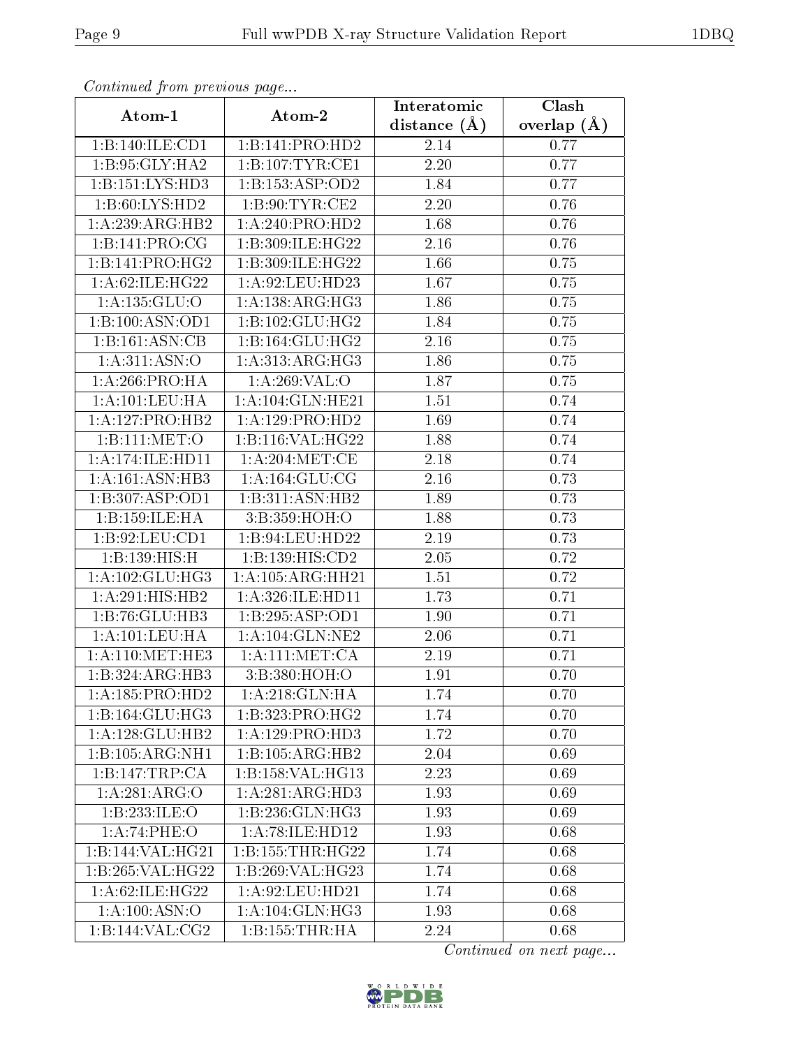*Continued from previous page...*

| Atom-1 | Atom-2 | Interatomic distance (Å) | Clash overlap (Å) |
|---|---|---|---|
| 1:B:140:ILE:CD1 | 1:B:141:PRO:HD2 | 2.14 | 0.77 |
| 1:B:95:GLY:HA2 | 1:B:107:TYR:CE1 | 2.20 | 0.77 |
| 1:B:151:LYS:HD3 | 1:B:153:ASP:OD2 | 1.84 | 0.77 |
| 1:B:60:LYS:HD2 | 1:B:90:TYR:CE2 | 2.20 | 0.76 |
| 1:A:239:ARG:HB2 | 1:A:240:PRO:HD2 | 1.68 | 0.76 |
| 1:B:141:PRO:CG | 1:B:309:ILE:HG22 | 2.16 | 0.76 |
| 1:B:141:PRO:HG2 | 1:B:309:ILE:HG22 | 1.66 | 0.75 |
| 1:A:62:ILE:HG22 | 1:A:92:LEU:HD23 | 1.67 | 0.75 |
| 1:A:135:GLU:O | 1:A:138:ARG:HG3 | 1.86 | 0.75 |
| 1:B:100:ASN:OD1 | 1:B:102:GLU:HG2 | 1.84 | 0.75 |
| 1:B:161:ASN:CB | 1:B:164:GLU:HG2 | 2.16 | 0.75 |
| 1:A:311:ASN:O | 1:A:313:ARG:HG3 | 1.86 | 0.75 |
| 1:A:266:PRO:HA | 1:A:269:VAL:O | 1.87 | 0.75 |
| 1:A:101:LEU:HA | 1:A:104:GLN:HE21 | 1.51 | 0.74 |
| 1:A:127:PRO:HB2 | 1:A:129:PRO:HD2 | 1.69 | 0.74 |
| 1:B:111:MET:O | 1:B:116:VAL:HG22 | 1.88 | 0.74 |
| 1:A:174:ILE:HD11 | 1:A:204:MET:CE | 2.18 | 0.74 |
| 1:A:161:ASN:HB3 | 1:A:164:GLU:CG | 2.16 | 0.73 |
| 1:B:307:ASP:OD1 | 1:B:311:ASN:HB2 | 1.89 | 0.73 |
| 1:B:159:ILE:HA | 3:B:359:HOH:O | 1.88 | 0.73 |
| 1:B:92:LEU:CD1 | 1:B:94:LEU:HD22 | 2.19 | 0.73 |
| 1:B:139:HIS:H | 1:B:139:HIS:CD2 | 2.05 | 0.72 |
| 1:A:102:GLU:HG3 | 1:A:105:ARG:HH21 | 1.51 | 0.72 |
| 1:A:291:HIS:HB2 | 1:A:326:ILE:HD11 | 1.73 | 0.71 |
| 1:B:76:GLU:HB3 | 1:B:295:ASP:OD1 | 1.90 | 0.71 |
| 1:A:101:LEU:HA | 1:A:104:GLN:NE2 | 2.06 | 0.71 |
| 1:A:110:MET:HE3 | 1:A:111:MET:CA | 2.19 | 0.71 |
| 1:B:324:ARG:HB3 | 3:B:380:HOH:O | 1.91 | 0.70 |
| 1:A:185:PRO:HD2 | 1:A:218:GLN:HA | 1.74 | 0.70 |
| 1:B:164:GLU:HG3 | 1:B:323:PRO:HG2 | 1.74 | 0.70 |
| 1:A:128:GLU:HB2 | 1:A:129:PRO:HD3 | 1.72 | 0.70 |
| 1:B:105:ARG:NH1 | 1:B:105:ARG:HB2 | 2.04 | 0.69 |
| 1:B:147:TRP:CA | 1:B:158:VAL:HG13 | 2.23 | 0.69 |
| 1:A:281:ARG:O | 1:A:281:ARG:HD3 | 1.93 | 0.69 |
| 1:B:233:ILE:O | 1:B:236:GLN:HG3 | 1.93 | 0.69 |
| 1:A:74:PHE:O | 1:A:78:ILE:HD12 | 1.93 | 0.68 |
| 1:B:144:VAL:HG21 | 1:B:155:THR:HG22 | 1.74 | 0.68 |
| 1:B:265:VAL:HG22 | 1:B:269:VAL:HG23 | 1.74 | 0.68 |
| 1:A:62:ILE:HG22 | 1:A:92:LEU:HD21 | 1.74 | 0.68 |
| 1:A:100:ASN:O | 1:A:104:GLN:HG3 | 1.93 | 0.68 |
| 1:B:144:VAL:CG2 | 1:B:155:THR:HA | 2.24 | 0.68 |

*Continued on next page...*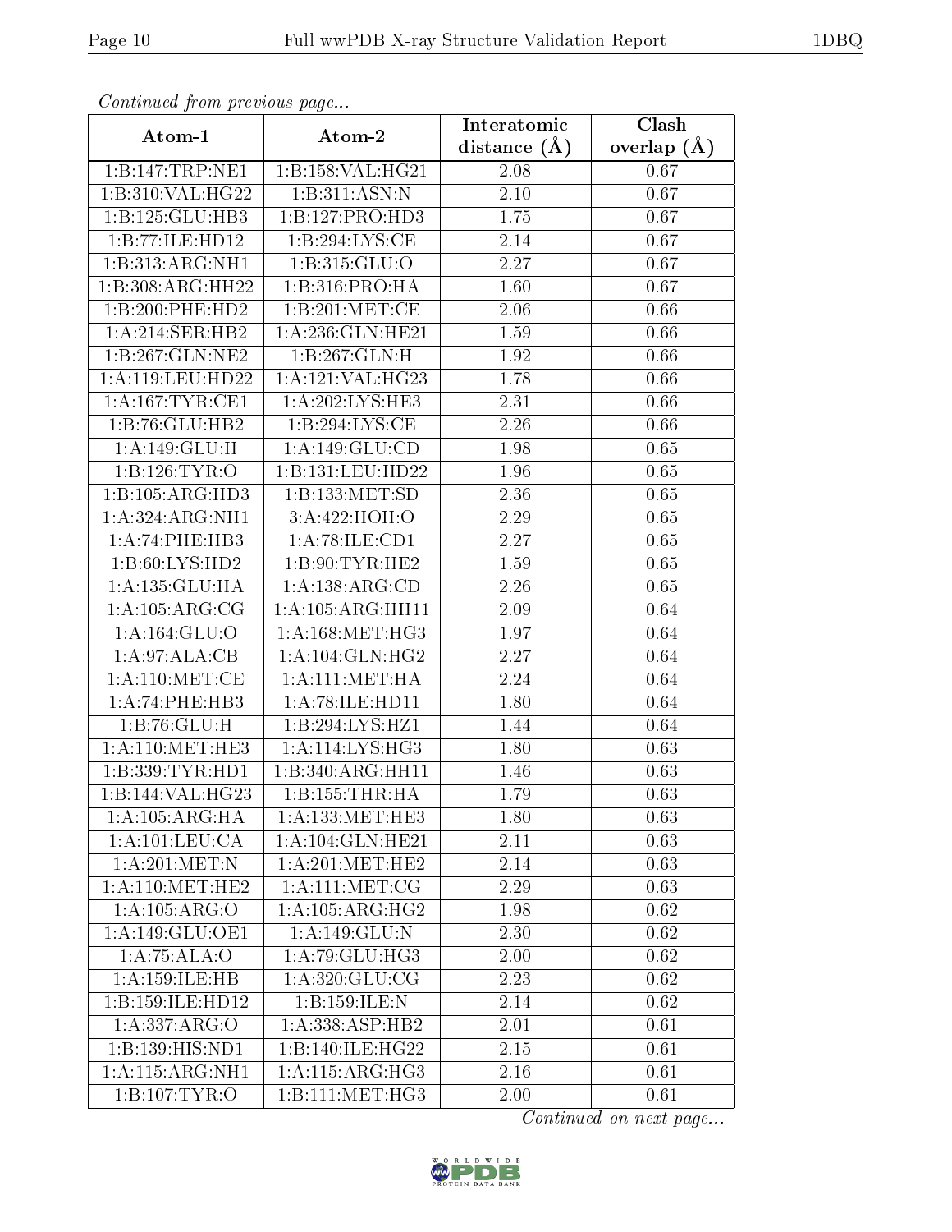*Continued from previous page...*

| Atom-1 | Atom-2 | Interatomic distance (Å) | Clash overlap (Å) |
| --- | --- | --- | --- |
| 1:B:147:TRP:NE1 | 1:B:158:VAL:HG21 | 2.08 | 0.67 |
| 1:B:310:VAL:HG22 | 1:B:311:ASN:N | 2.10 | 0.67 |
| 1:B:125:GLU:HB3 | 1:B:127:PRO:HD3 | 1.75 | 0.67 |
| 1:B:77:ILE:HD12 | 1:B:294:LYS:CE | 2.14 | 0.67 |
| 1:B:313:ARG:NH1 | 1:B:315:GLU:O | 2.27 | 0.67 |
| 1:B:308:ARG:HH22 | 1:B:316:PRO:HA | 1.60 | 0.67 |
| 1:B:200:PHE:HD2 | 1:B:201:MET:CE | 2.06 | 0.66 |
| 1:A:214:SER:HB2 | 1:A:236:GLN:HE21 | 1.59 | 0.66 |
| 1:B:267:GLN:NE2 | 1:B:267:GLN:H | 1.92 | 0.66 |
| 1:A:119:LEU:HD22 | 1:A:121:VAL:HG23 | 1.78 | 0.66 |
| 1:A:167:TYR:CE1 | 1:A:202:LYS:HE3 | 2.31 | 0.66 |
| 1:B:76:GLU:HB2 | 1:B:294:LYS:CE | 2.26 | 0.66 |
| 1:A:149:GLU:H | 1:A:149:GLU:CD | 1.98 | 0.65 |
| 1:B:126:TYR:O | 1:B:131:LEU:HD22 | 1.96 | 0.65 |
| 1:B:105:ARG:HD3 | 1:B:133:MET:SD | 2.36 | 0.65 |
| 1:A:324:ARG:NH1 | 3:A:422:HOH:O | 2.29 | 0.65 |
| 1:A:74:PHE:HB3 | 1:A:78:ILE:CD1 | 2.27 | 0.65 |
| 1:B:60:LYS:HD2 | 1:B:90:TYR:HE2 | 1.59 | 0.65 |
| 1:A:135:GLU:HA | 1:A:138:ARG:CD | 2.26 | 0.65 |
| 1:A:105:ARG:CG | 1:A:105:ARG:HH11 | 2.09 | 0.64 |
| 1:A:164:GLU:O | 1:A:168:MET:HG3 | 1.97 | 0.64 |
| 1:A:97:ALA:CB | 1:A:104:GLN:HG2 | 2.27 | 0.64 |
| 1:A:110:MET:CE | 1:A:111:MET:HA | 2.24 | 0.64 |
| 1:A:74:PHE:HB3 | 1:A:78:ILE:HD11 | 1.80 | 0.64 |
| 1:B:76:GLU:H | 1:B:294:LYS:HZ1 | 1.44 | 0.64 |
| 1:A:110:MET:HE3 | 1:A:114:LYS:HG3 | 1.80 | 0.63 |
| 1:B:339:TYR:HD1 | 1:B:340:ARG:HH11 | 1.46 | 0.63 |
| 1:B:144:VAL:HG23 | 1:B:155:THR:HA | 1.79 | 0.63 |
| 1:A:105:ARG:HA | 1:A:133:MET:HE3 | 1.80 | 0.63 |
| 1:A:101:LEU:CA | 1:A:104:GLN:HE21 | 2.11 | 0.63 |
| 1:A:201:MET:N | 1:A:201:MET:HE2 | 2.14 | 0.63 |
| 1:A:110:MET:HE2 | 1:A:111:MET:CG | 2.29 | 0.63 |
| 1:A:105:ARG:O | 1:A:105:ARG:HG2 | 1.98 | 0.62 |
| 1:A:149:GLU:OE1 | 1:A:149:GLU:N | 2.30 | 0.62 |
| 1:A:75:ALA:O | 1:A:79:GLU:HG3 | 2.00 | 0.62 |
| 1:A:159:ILE:HB | 1:A:320:GLU:CG | 2.23 | 0.62 |
| 1:B:159:ILE:HD12 | 1:B:159:ILE:N | 2.14 | 0.62 |
| 1:A:337:ARG:O | 1:A:338:ASP:HB2 | 2.01 | 0.61 |
| 1:B:139:HIS:ND1 | 1:B:140:ILE:HG22 | 2.15 | 0.61 |
| 1:A:115:ARG:NH1 | 1:A:115:ARG:HG3 | 2.16 | 0.61 |
| 1:B:107:TYR:O | 1:B:111:MET:HG3 | 2.00 | 0.61 |

*Continued on next page...*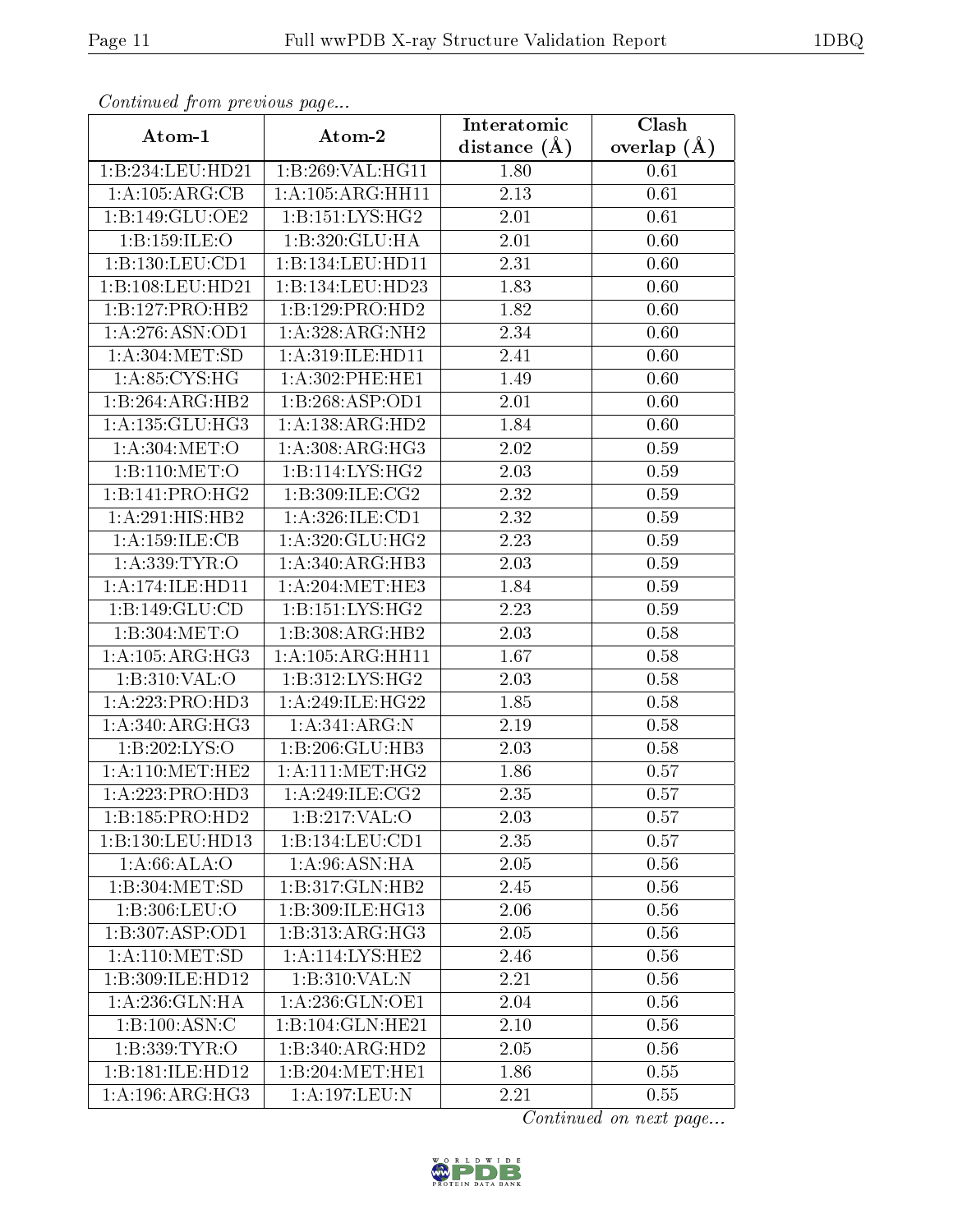*Continued from previous page...*

| Atom-1 | Atom-2 | Interatomic distance (Å) | Clash overlap (Å) |
| --- | --- | --- | --- |
| 1:B:234:LEU:HD21 | 1:B:269:VAL:HG11 | 1.80 | 0.61 |
| 1:A:105:ARG:CB | 1:A:105:ARG:HH11 | 2.13 | 0.61 |
| 1:B:149:GLU:OE2 | 1:B:151:LYS:HG2 | 2.01 | 0.61 |
| 1:B:159:ILE:O | 1:B:320:GLU:HA | 2.01 | 0.60 |
| 1:B:130:LEU:CD1 | 1:B:134:LEU:HD11 | 2.31 | 0.60 |
| 1:B:108:LEU:HD21 | 1:B:134:LEU:HD23 | 1.83 | 0.60 |
| 1:B:127:PRO:HB2 | 1:B:129:PRO:HD2 | 1.82 | 0.60 |
| 1:A:276:ASN:OD1 | 1:A:328:ARG:NH2 | 2.34 | 0.60 |
| 1:A:304:MET:SD | 1:A:319:ILE:HD11 | 2.41 | 0.60 |
| 1:A:85:CYS:HG | 1:A:302:PHE:HE1 | 1.49 | 0.60 |
| 1:B:264:ARG:HB2 | 1:B:268:ASP:OD1 | 2.01 | 0.60 |
| 1:A:135:GLU:HG3 | 1:A:138:ARG:HD2 | 1.84 | 0.60 |
| 1:A:304:MET:O | 1:A:308:ARG:HG3 | 2.02 | 0.59 |
| 1:B:110:MET:O | 1:B:114:LYS:HG2 | 2.03 | 0.59 |
| 1:B:141:PRO:HG2 | 1:B:309:ILE:CG2 | 2.32 | 0.59 |
| 1:A:291:HIS:HB2 | 1:A:326:ILE:CD1 | 2.32 | 0.59 |
| 1:A:159:ILE:CB | 1:A:320:GLU:HG2 | 2.23 | 0.59 |
| 1:A:339:TYR:O | 1:A:340:ARG:HB3 | 2.03 | 0.59 |
| 1:A:174:ILE:HD11 | 1:A:204:MET:HE3 | 1.84 | 0.59 |
| 1:B:149:GLU:CD | 1:B:151:LYS:HG2 | 2.23 | 0.59 |
| 1:B:304:MET:O | 1:B:308:ARG:HB2 | 2.03 | 0.58 |
| 1:A:105:ARG:HG3 | 1:A:105:ARG:HH11 | 1.67 | 0.58 |
| 1:B:310:VAL:O | 1:B:312:LYS:HG2 | 2.03 | 0.58 |
| 1:A:223:PRO:HD3 | 1:A:249:ILE:HG22 | 1.85 | 0.58 |
| 1:A:340:ARG:HG3 | 1:A:341:ARG:N | 2.19 | 0.58 |
| 1:B:202:LYS:O | 1:B:206:GLU:HB3 | 2.03 | 0.58 |
| 1:A:110:MET:HE2 | 1:A:111:MET:HG2 | 1.86 | 0.57 |
| 1:A:223:PRO:HD3 | 1:A:249:ILE:CG2 | 2.35 | 0.57 |
| 1:B:185:PRO:HD2 | 1:B:217:VAL:O | 2.03 | 0.57 |
| 1:B:130:LEU:HD13 | 1:B:134:LEU:CD1 | 2.35 | 0.57 |
| 1:A:66:ALA:O | 1:A:96:ASN:HA | 2.05 | 0.56 |
| 1:B:304:MET:SD | 1:B:317:GLN:HB2 | 2.45 | 0.56 |
| 1:B:306:LEU:O | 1:B:309:ILE:HG13 | 2.06 | 0.56 |
| 1:B:307:ASP:OD1 | 1:B:313:ARG:HG3 | 2.05 | 0.56 |
| 1:A:110:MET:SD | 1:A:114:LYS:HE2 | 2.46 | 0.56 |
| 1:B:309:ILE:HD12 | 1:B:310:VAL:N | 2.21 | 0.56 |
| 1:A:236:GLN:HA | 1:A:236:GLN:OE1 | 2.04 | 0.56 |
| 1:B:100:ASN:C | 1:B:104:GLN:HE21 | 2.10 | 0.56 |
| 1:B:339:TYR:O | 1:B:340:ARG:HD2 | 2.05 | 0.56 |
| 1:B:181:ILE:HD12 | 1:B:204:MET:HE1 | 1.86 | 0.55 |
| 1:A:196:ARG:HG3 | 1:A:197:LEU:N | 2.21 | 0.55 |

*Continued on next page...*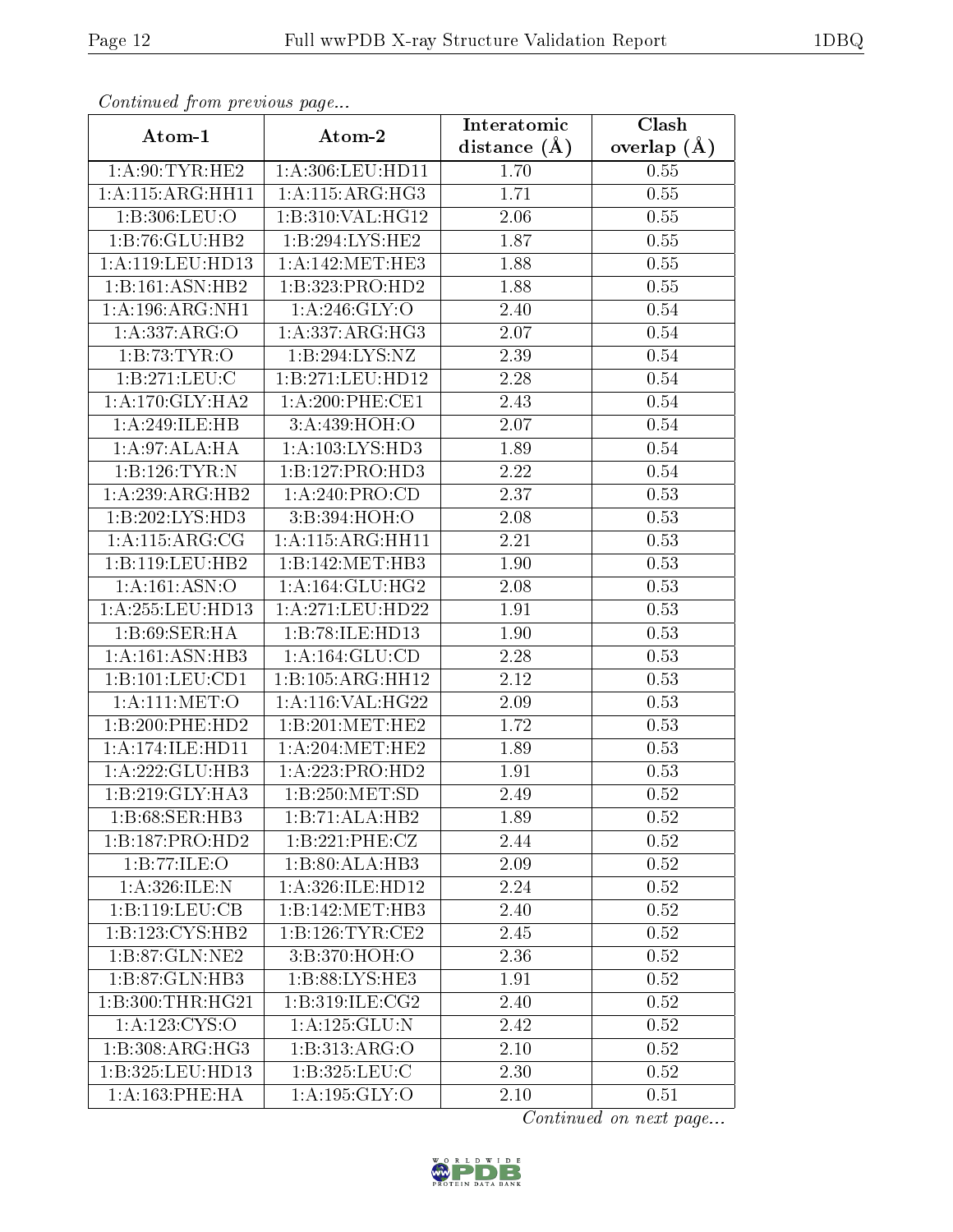*Continued from previous page...*

| Atom-1 | Atom-2 | Interatomic distance (Å) | Clash overlap (Å) |
|---|---|---|---|
| 1:A:90:TYR:HE2 | 1:A:306:LEU:HD11 | 1.70 | 0.55 |
| 1:A:115:ARG:HH11 | 1:A:115:ARG:HG3 | 1.71 | 0.55 |
| 1:B:306:LEU:O | 1:B:310:VAL:HG12 | 2.06 | 0.55 |
| 1:B:76:GLU:HB2 | 1:B:294:LYS:HE2 | 1.87 | 0.55 |
| 1:A:119:LEU:HD13 | 1:A:142:MET:HE3 | 1.88 | 0.55 |
| 1:B:161:ASN:HB2 | 1:B:323:PRO:HD2 | 1.88 | 0.55 |
| 1:A:196:ARG:NH1 | 1:A:246:GLY:O | 2.40 | 0.54 |
| 1:A:337:ARG:O | 1:A:337:ARG:HG3 | 2.07 | 0.54 |
| 1:B:73:TYR:O | 1:B:294:LYS:NZ | 2.39 | 0.54 |
| 1:B:271:LEU:C | 1:B:271:LEU:HD12 | 2.28 | 0.54 |
| 1:A:170:GLY:HA2 | 1:A:200:PHE:CE1 | 2.43 | 0.54 |
| 1:A:249:ILE:HB | 3:A:439:HOH:O | 2.07 | 0.54 |
| 1:A:97:ALA:HA | 1:A:103:LYS:HD3 | 1.89 | 0.54 |
| 1:B:126:TYR:N | 1:B:127:PRO:HD3 | 2.22 | 0.54 |
| 1:A:239:ARG:HB2 | 1:A:240:PRO:CD | 2.37 | 0.53 |
| 1:B:202:LYS:HD3 | 3:B:394:HOH:O | 2.08 | 0.53 |
| 1:A:115:ARG:CG | 1:A:115:ARG:HH11 | 2.21 | 0.53 |
| 1:B:119:LEU:HB2 | 1:B:142:MET:HB3 | 1.90 | 0.53 |
| 1:A:161:ASN:O | 1:A:164:GLU:HG2 | 2.08 | 0.53 |
| 1:A:255:LEU:HD13 | 1:A:271:LEU:HD22 | 1.91 | 0.53 |
| 1:B:69:SER:HA | 1:B:78:ILE:HD13 | 1.90 | 0.53 |
| 1:A:161:ASN:HB3 | 1:A:164:GLU:CD | 2.28 | 0.53 |
| 1:B:101:LEU:CD1 | 1:B:105:ARG:HH12 | 2.12 | 0.53 |
| 1:A:111:MET:O | 1:A:116:VAL:HG22 | 2.09 | 0.53 |
| 1:B:200:PHE:HD2 | 1:B:201:MET:HE2 | 1.72 | 0.53 |
| 1:A:174:ILE:HD11 | 1:A:204:MET:HE2 | 1.89 | 0.53 |
| 1:A:222:GLU:HB3 | 1:A:223:PRO:HD2 | 1.91 | 0.53 |
| 1:B:219:GLY:HA3 | 1:B:250:MET:SD | 2.49 | 0.52 |
| 1:B:68:SER:HB3 | 1:B:71:ALA:HB2 | 1.89 | 0.52 |
| 1:B:187:PRO:HD2 | 1:B:221:PHE:CZ | 2.44 | 0.52 |
| 1:B:77:ILE:O | 1:B:80:ALA:HB3 | 2.09 | 0.52 |
| 1:A:326:ILE:N | 1:A:326:ILE:HD12 | 2.24 | 0.52 |
| 1:B:119:LEU:CB | 1:B:142:MET:HB3 | 2.40 | 0.52 |
| 1:B:123:CYS:HB2 | 1:B:126:TYR:CE2 | 2.45 | 0.52 |
| 1:B:87:GLN:NE2 | 3:B:370:HOH:O | 2.36 | 0.52 |
| 1:B:87:GLN:HB3 | 1:B:88:LYS:HE3 | 1.91 | 0.52 |
| 1:B:300:THR:HG21 | 1:B:319:ILE:CG2 | 2.40 | 0.52 |
| 1:A:123:CYS:O | 1:A:125:GLU:N | 2.42 | 0.52 |
| 1:B:308:ARG:HG3 | 1:B:313:ARG:O | 2.10 | 0.52 |
| 1:B:325:LEU:HD13 | 1:B:325:LEU:C | 2.30 | 0.52 |
| 1:A:163:PHE:HA | 1:A:195:GLY:O | 2.10 | 0.51 |

*Continued on next page...*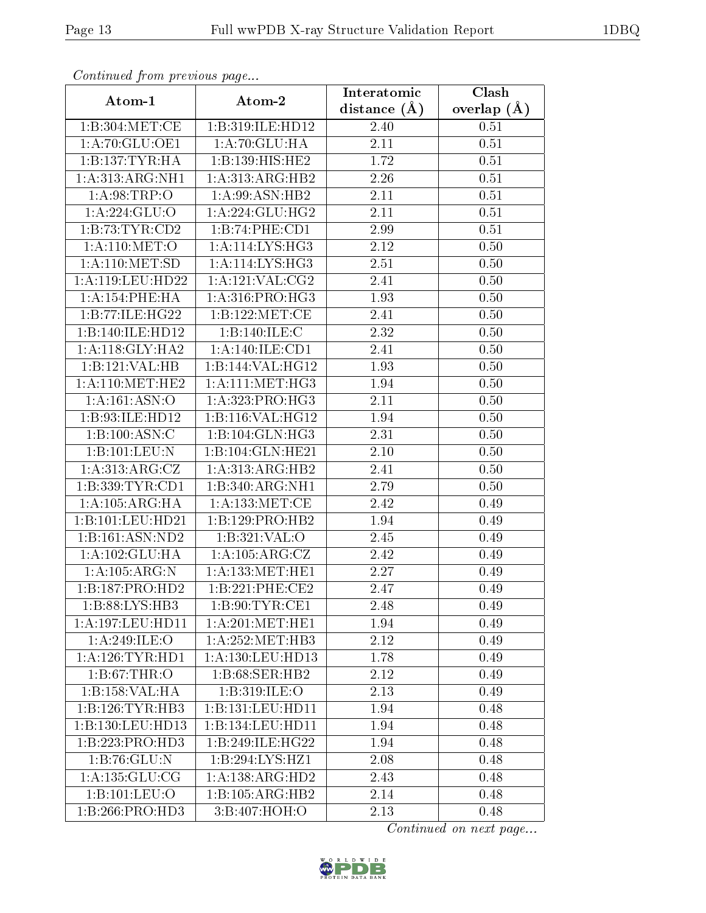*Continued from previous page...*

| Atom-1 | Atom-2 | Interatomic distance (Å) | Clash overlap (Å) |
| --- | --- | --- | --- |
| 1:B:304:MET:CE | 1:B:319:ILE:HD12 | 2.40 | 0.51 |
| 1:A:70:GLU:OE1 | 1:A:70:GLU:HA | 2.11 | 0.51 |
| 1:B:137:TYR:HA | 1:B:139:HIS:HE2 | 1.72 | 0.51 |
| 1:A:313:ARG:NH1 | 1:A:313:ARG:HB2 | 2.26 | 0.51 |
| 1:A:98:TRP:O | 1:A:99:ASN:HB2 | 2.11 | 0.51 |
| 1:A:224:GLU:O | 1:A:224:GLU:HG2 | 2.11 | 0.51 |
| 1:B:73:TYR:CD2 | 1:B:74:PHE:CD1 | 2.99 | 0.51 |
| 1:A:110:MET:O | 1:A:114:LYS:HG3 | 2.12 | 0.50 |
| 1:A:110:MET:SD | 1:A:114:LYS:HG3 | 2.51 | 0.50 |
| 1:A:119:LEU:HD22 | 1:A:121:VAL:CG2 | 2.41 | 0.50 |
| 1:A:154:PHE:HA | 1:A:316:PRO:HG3 | 1.93 | 0.50 |
| 1:B:77:ILE:HG22 | 1:B:122:MET:CE | 2.41 | 0.50 |
| 1:B:140:ILE:HD12 | 1:B:140:ILE:C | 2.32 | 0.50 |
| 1:A:118:GLY:HA2 | 1:A:140:ILE:CD1 | 2.41 | 0.50 |
| 1:B:121:VAL:HB | 1:B:144:VAL:HG12 | 1.93 | 0.50 |
| 1:A:110:MET:HE2 | 1:A:111:MET:HG3 | 1.94 | 0.50 |
| 1:A:161:ASN:O | 1:A:323:PRO:HG3 | 2.11 | 0.50 |
| 1:B:93:ILE:HD12 | 1:B:116:VAL:HG12 | 1.94 | 0.50 |
| 1:B:100:ASN:C | 1:B:104:GLN:HG3 | 2.31 | 0.50 |
| 1:B:101:LEU:N | 1:B:104:GLN:HE21 | 2.10 | 0.50 |
| 1:A:313:ARG:CZ | 1:A:313:ARG:HB2 | 2.41 | 0.50 |
| 1:B:339:TYR:CD1 | 1:B:340:ARG:NH1 | 2.79 | 0.50 |
| 1:A:105:ARG:HA | 1:A:133:MET:CE | 2.42 | 0.49 |
| 1:B:101:LEU:HD21 | 1:B:129:PRO:HB2 | 1.94 | 0.49 |
| 1:B:161:ASN:ND2 | 1:B:321:VAL:O | 2.45 | 0.49 |
| 1:A:102:GLU:HA | 1:A:105:ARG:CZ | 2.42 | 0.49 |
| 1:A:105:ARG:N | 1:A:133:MET:HE1 | 2.27 | 0.49 |
| 1:B:187:PRO:HD2 | 1:B:221:PHE:CE2 | 2.47 | 0.49 |
| 1:B:88:LYS:HB3 | 1:B:90:TYR:CE1 | 2.48 | 0.49 |
| 1:A:197:LEU:HD11 | 1:A:201:MET:HE1 | 1.94 | 0.49 |
| 1:A:249:ILE:O | 1:A:252:MET:HB3 | 2.12 | 0.49 |
| 1:A:126:TYR:HD1 | 1:A:130:LEU:HD13 | 1.78 | 0.49 |
| 1:B:67:THR:O | 1:B:68:SER:HB2 | 2.12 | 0.49 |
| 1:B:158:VAL:HA | 1:B:319:ILE:O | 2.13 | 0.49 |
| 1:B:126:TYR:HB3 | 1:B:131:LEU:HD11 | 1.94 | 0.48 |
| 1:B:130:LEU:HD13 | 1:B:134:LEU:HD11 | 1.94 | 0.48 |
| 1:B:223:PRO:HD3 | 1:B:249:ILE:HG22 | 1.94 | 0.48 |
| 1:B:76:GLU:N | 1:B:294:LYS:HZ1 | 2.08 | 0.48 |
| 1:A:135:GLU:CG | 1:A:138:ARG:HD2 | 2.43 | 0.48 |
| 1:B:101:LEU:O | 1:B:105:ARG:HB2 | 2.14 | 0.48 |
| 1:B:266:PRO:HD3 | 3:B:407:HOH:O | 2.13 | 0.48 |

*Continued on next page...*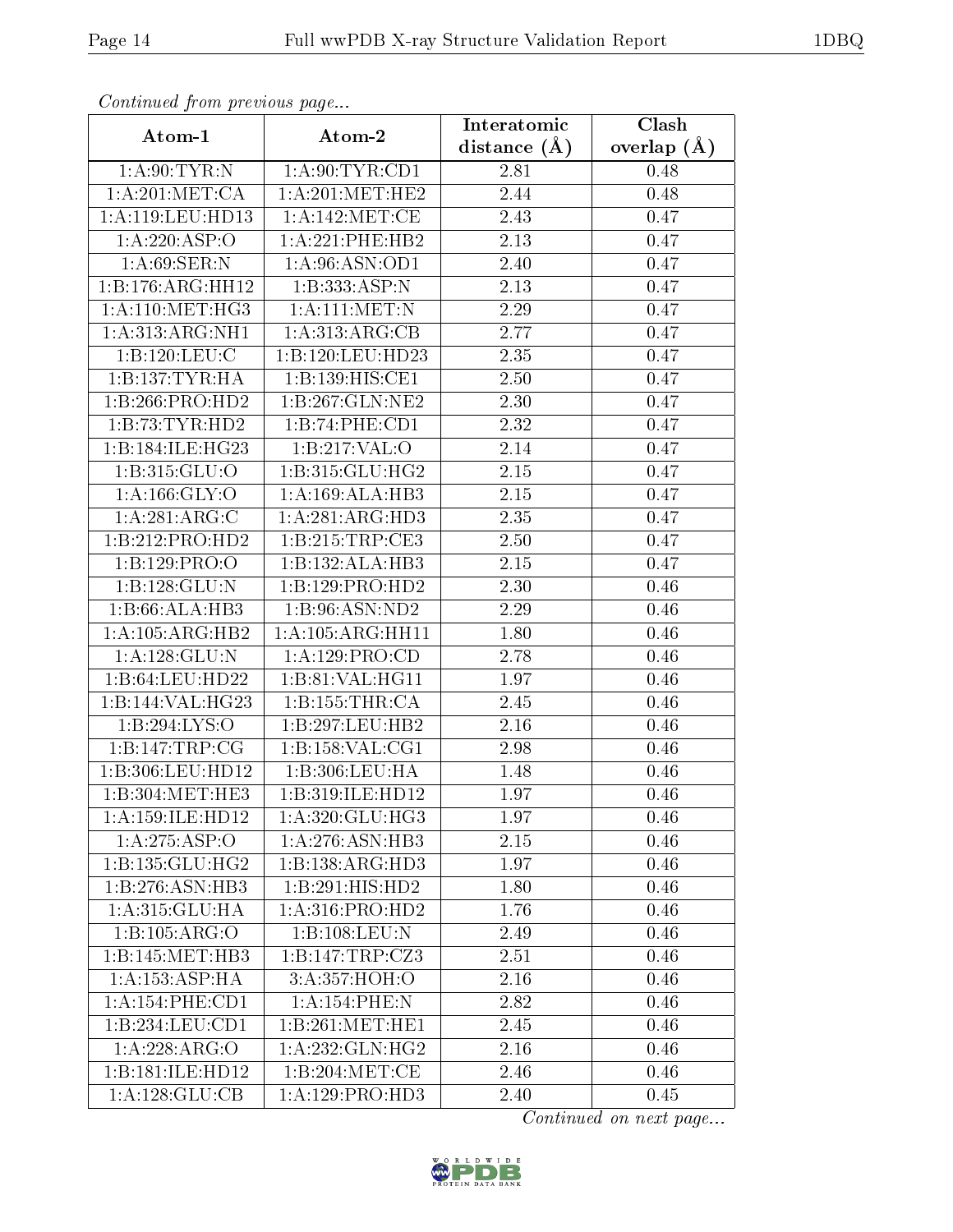*Continued from previous page...*

| Atom-1 | Atom-2 | Interatomic distance (Å) | Clash overlap (Å) |
|---|---|---|---|
| 1:A:90:TYR:N | 1:A:90:TYR:CD1 | 2.81 | 0.48 |
| 1:A:201:MET:CA | 1:A:201:MET:HE2 | 2.44 | 0.48 |
| 1:A:119:LEU:HD13 | 1:A:142:MET:CE | 2.43 | 0.47 |
| 1:A:220:ASP:O | 1:A:221:PHE:HB2 | 2.13 | 0.47 |
| 1:A:69:SER:N | 1:A:96:ASN:OD1 | 2.40 | 0.47 |
| 1:B:176:ARG:HH12 | 1:B:333:ASP:N | 2.13 | 0.47 |
| 1:A:110:MET:HG3 | 1:A:111:MET:N | 2.29 | 0.47 |
| 1:A:313:ARG:NH1 | 1:A:313:ARG:CB | 2.77 | 0.47 |
| 1:B:120:LEU:C | 1:B:120:LEU:HD23 | 2.35 | 0.47 |
| 1:B:137:TYR:HA | 1:B:139:HIS:CE1 | 2.50 | 0.47 |
| 1:B:266:PRO:HD2 | 1:B:267:GLN:NE2 | 2.30 | 0.47 |
| 1:B:73:TYR:HD2 | 1:B:74:PHE:CD1 | 2.32 | 0.47 |
| 1:B:184:ILE:HG23 | 1:B:217:VAL:O | 2.14 | 0.47 |
| 1:B:315:GLU:O | 1:B:315:GLU:HG2 | 2.15 | 0.47 |
| 1:A:166:GLY:O | 1:A:169:ALA:HB3 | 2.15 | 0.47 |
| 1:A:281:ARG:C | 1:A:281:ARG:HD3 | 2.35 | 0.47 |
| 1:B:212:PRO:HD2 | 1:B:215:TRP:CE3 | 2.50 | 0.47 |
| 1:B:129:PRO:O | 1:B:132:ALA:HB3 | 2.15 | 0.47 |
| 1:B:128:GLU:N | 1:B:129:PRO:HD2 | 2.30 | 0.46 |
| 1:B:66:ALA:HB3 | 1:B:96:ASN:ND2 | 2.29 | 0.46 |
| 1:A:105:ARG:HB2 | 1:A:105:ARG:HH11 | 1.80 | 0.46 |
| 1:A:128:GLU:N | 1:A:129:PRO:CD | 2.78 | 0.46 |
| 1:B:64:LEU:HD22 | 1:B:81:VAL:HG11 | 1.97 | 0.46 |
| 1:B:144:VAL:HG23 | 1:B:155:THR:CA | 2.45 | 0.46 |
| 1:B:294:LYS:O | 1:B:297:LEU:HB2 | 2.16 | 0.46 |
| 1:B:147:TRP:CG | 1:B:158:VAL:CG1 | 2.98 | 0.46 |
| 1:B:306:LEU:HD12 | 1:B:306:LEU:HA | 1.48 | 0.46 |
| 1:B:304:MET:HE3 | 1:B:319:ILE:HD12 | 1.97 | 0.46 |
| 1:A:159:ILE:HD12 | 1:A:320:GLU:HG3 | 1.97 | 0.46 |
| 1:A:275:ASP:O | 1:A:276:ASN:HB3 | 2.15 | 0.46 |
| 1:B:135:GLU:HG2 | 1:B:138:ARG:HD3 | 1.97 | 0.46 |
| 1:B:276:ASN:HB3 | 1:B:291:HIS:HD2 | 1.80 | 0.46 |
| 1:A:315:GLU:HA | 1:A:316:PRO:HD2 | 1.76 | 0.46 |
| 1:B:105:ARG:O | 1:B:108:LEU:N | 2.49 | 0.46 |
| 1:B:145:MET:HB3 | 1:B:147:TRP:CZ3 | 2.51 | 0.46 |
| 1:A:153:ASP:HA | 3:A:357:HOH:O | 2.16 | 0.46 |
| 1:A:154:PHE:CD1 | 1:A:154:PHE:N | 2.82 | 0.46 |
| 1:B:234:LEU:CD1 | 1:B:261:MET:HE1 | 2.45 | 0.46 |
| 1:A:228:ARG:O | 1:A:232:GLN:HG2 | 2.16 | 0.46 |
| 1:B:181:ILE:HD12 | 1:B:204:MET:CE | 2.46 | 0.46 |
| 1:A:128:GLU:CB | 1:A:129:PRO:HD3 | 2.40 | 0.45 |

*Continued on next page...*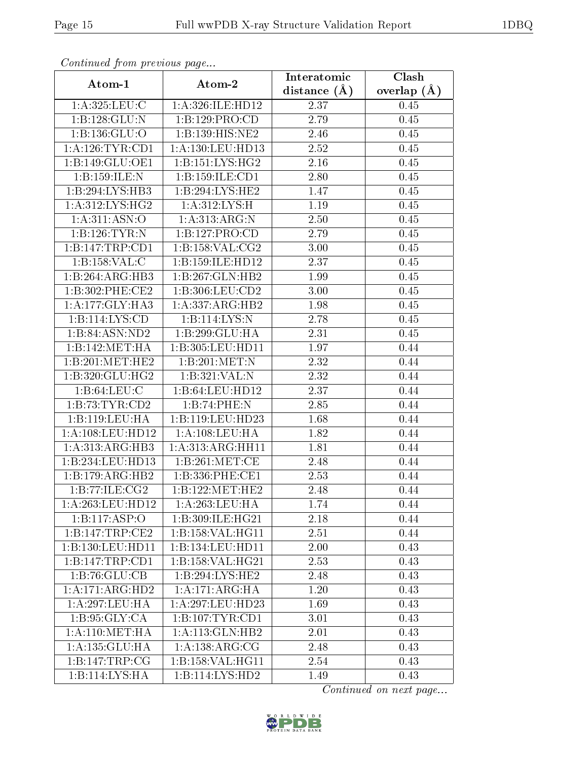*Continued from previous page...*

| Atom-1 | Atom-2 | Interatomic distance (Å) | Clash overlap (Å) |
|---|---|---|---|
| 1:A:325:LEU:C | 1:A:326:ILE:HD12 | 2.37 | 0.45 |
| 1:B:128:GLU:N | 1:B:129:PRO:CD | 2.79 | 0.45 |
| 1:B:136:GLU:O | 1:B:139:HIS:NE2 | 2.46 | 0.45 |
| 1:A:126:TYR:CD1 | 1:A:130:LEU:HD13 | 2.52 | 0.45 |
| 1:B:149:GLU:OE1 | 1:B:151:LYS:HG2 | 2.16 | 0.45 |
| 1:B:159:ILE:N | 1:B:159:ILE:CD1 | 2.80 | 0.45 |
| 1:B:294:LYS:HB3 | 1:B:294:LYS:HE2 | 1.47 | 0.45 |
| 1:A:312:LYS:HG2 | 1:A:312:LYS:H | 1.19 | 0.45 |
| 1:A:311:ASN:O | 1:A:313:ARG:N | 2.50 | 0.45 |
| 1:B:126:TYR:N | 1:B:127:PRO:CD | 2.79 | 0.45 |
| 1:B:147:TRP:CD1 | 1:B:158:VAL:CG2 | 3.00 | 0.45 |
| 1:B:158:VAL:C | 1:B:159:ILE:HD12 | 2.37 | 0.45 |
| 1:B:264:ARG:HB3 | 1:B:267:GLN:HB2 | 1.99 | 0.45 |
| 1:B:302:PHE:CE2 | 1:B:306:LEU:CD2 | 3.00 | 0.45 |
| 1:A:177:GLY:HA3 | 1:A:337:ARG:HB2 | 1.98 | 0.45 |
| 1:B:114:LYS:CD | 1:B:114:LYS:N | 2.78 | 0.45 |
| 1:B:84:ASN:ND2 | 1:B:299:GLU:HA | 2.31 | 0.45 |
| 1:B:142:MET:HA | 1:B:305:LEU:HD11 | 1.97 | 0.44 |
| 1:B:201:MET:HE2 | 1:B:201:MET:N | 2.32 | 0.44 |
| 1:B:320:GLU:HG2 | 1:B:321:VAL:N | 2.32 | 0.44 |
| 1:B:64:LEU:C | 1:B:64:LEU:HD12 | 2.37 | 0.44 |
| 1:B:73:TYR:CD2 | 1:B:74:PHE:N | 2.85 | 0.44 |
| 1:B:119:LEU:HA | 1:B:119:LEU:HD23 | 1.68 | 0.44 |
| 1:A:108:LEU:HD12 | 1:A:108:LEU:HA | 1.82 | 0.44 |
| 1:A:313:ARG:HB3 | 1:A:313:ARG:HH11 | 1.81 | 0.44 |
| 1:B:234:LEU:HD13 | 1:B:261:MET:CE | 2.48 | 0.44 |
| 1:B:179:ARG:HB2 | 1:B:336:PHE:CE1 | 2.53 | 0.44 |
| 1:B:77:ILE:CG2 | 1:B:122:MET:HE2 | 2.48 | 0.44 |
| 1:A:263:LEU:HD12 | 1:A:263:LEU:HA | 1.74 | 0.44 |
| 1:B:117:ASP:O | 1:B:309:ILE:HG21 | 2.18 | 0.44 |
| 1:B:147:TRP:CE2 | 1:B:158:VAL:HG11 | 2.51 | 0.44 |
| 1:B:130:LEU:HD11 | 1:B:134:LEU:HD11 | 2.00 | 0.43 |
| 1:B:147:TRP:CD1 | 1:B:158:VAL:HG21 | 2.53 | 0.43 |
| 1:B:76:GLU:CB | 1:B:294:LYS:HE2 | 2.48 | 0.43 |
| 1:A:171:ARG:HD2 | 1:A:171:ARG:HA | 1.20 | 0.43 |
| 1:A:297:LEU:HA | 1:A:297:LEU:HD23 | 1.69 | 0.43 |
| 1:B:95:GLY:CA | 1:B:107:TYR:CD1 | 3.01 | 0.43 |
| 1:A:110:MET:HA | 1:A:113:GLN:HB2 | 2.01 | 0.43 |
| 1:A:135:GLU:HA | 1:A:138:ARG:CG | 2.48 | 0.43 |
| 1:B:147:TRP:CG | 1:B:158:VAL:HG11 | 2.54 | 0.43 |
| 1:B:114:LYS:HA | 1:B:114:LYS:HD2 | 1.49 | 0.43 |

*Continued on next page...*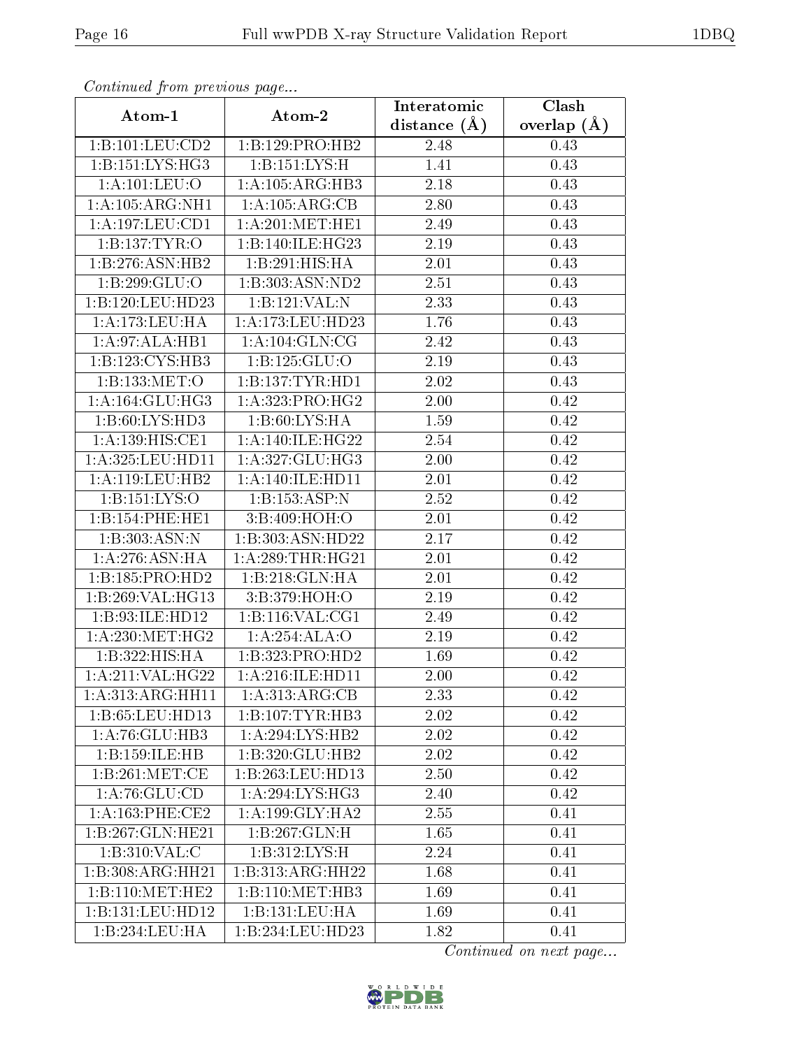*Continued from previous page...*

| Atom-1 | Atom-2 | Interatomic distance (Å) | Clash overlap (Å) |
|---|---|---|---|
| 1:B:101:LEU:CD2 | 1:B:129:PRO:HB2 | 2.48 | 0.43 |
| 1:B:151:LYS:HG3 | 1:B:151:LYS:H | 1.41 | 0.43 |
| 1:A:101:LEU:O | 1:A:105:ARG:HB3 | 2.18 | 0.43 |
| 1:A:105:ARG:NH1 | 1:A:105:ARG:CB | 2.80 | 0.43 |
| 1:A:197:LEU:CD1 | 1:A:201:MET:HE1 | 2.49 | 0.43 |
| 1:B:137:TYR:O | 1:B:140:ILE:HG23 | 2.19 | 0.43 |
| 1:B:276:ASN:HB2 | 1:B:291:HIS:HA | 2.01 | 0.43 |
| 1:B:299:GLU:O | 1:B:303:ASN:ND2 | 2.51 | 0.43 |
| 1:B:120:LEU:HD23 | 1:B:121:VAL:N | 2.33 | 0.43 |
| 1:A:173:LEU:HA | 1:A:173:LEU:HD23 | 1.76 | 0.43 |
| 1:A:97:ALA:HB1 | 1:A:104:GLN:CG | 2.42 | 0.43 |
| 1:B:123:CYS:HB3 | 1:B:125:GLU:O | 2.19 | 0.43 |
| 1:B:133:MET:O | 1:B:137:TYR:HD1 | 2.02 | 0.43 |
| 1:A:164:GLU:HG3 | 1:A:323:PRO:HG2 | 2.00 | 0.42 |
| 1:B:60:LYS:HD3 | 1:B:60:LYS:HA | 1.59 | 0.42 |
| 1:A:139:HIS:CE1 | 1:A:140:ILE:HG22 | 2.54 | 0.42 |
| 1:A:325:LEU:HD11 | 1:A:327:GLU:HG3 | 2.00 | 0.42 |
| 1:A:119:LEU:HB2 | 1:A:140:ILE:HD11 | 2.01 | 0.42 |
| 1:B:151:LYS:O | 1:B:153:ASP:N | 2.52 | 0.42 |
| 1:B:154:PHE:HE1 | 3:B:409:HOH:O | 2.01 | 0.42 |
| 1:B:303:ASN:N | 1:B:303:ASN:HD22 | 2.17 | 0.42 |
| 1:A:276:ASN:HA | 1:A:289:THR:HG21 | 2.01 | 0.42 |
| 1:B:185:PRO:HD2 | 1:B:218:GLN:HA | 2.01 | 0.42 |
| 1:B:269:VAL:HG13 | 3:B:379:HOH:O | 2.19 | 0.42 |
| 1:B:93:ILE:HD12 | 1:B:116:VAL:CG1 | 2.49 | 0.42 |
| 1:A:230:MET:HG2 | 1:A:254:ALA:O | 2.19 | 0.42 |
| 1:B:322:HIS:HA | 1:B:323:PRO:HD2 | 1.69 | 0.42 |
| 1:A:211:VAL:HG22 | 1:A:216:ILE:HD11 | 2.00 | 0.42 |
| 1:A:313:ARG:HH11 | 1:A:313:ARG:CB | 2.33 | 0.42 |
| 1:B:65:LEU:HD13 | 1:B:107:TYR:HB3 | 2.02 | 0.42 |
| 1:A:76:GLU:HB3 | 1:A:294:LYS:HB2 | 2.02 | 0.42 |
| 1:B:159:ILE:HB | 1:B:320:GLU:HB2 | 2.02 | 0.42 |
| 1:B:261:MET:CE | 1:B:263:LEU:HD13 | 2.50 | 0.42 |
| 1:A:76:GLU:CD | 1:A:294:LYS:HG3 | 2.40 | 0.42 |
| 1:A:163:PHE:CE2 | 1:A:199:GLY:HA2 | 2.55 | 0.41 |
| 1:B:267:GLN:HE21 | 1:B:267:GLN:H | 1.65 | 0.41 |
| 1:B:310:VAL:C | 1:B:312:LYS:H | 2.24 | 0.41 |
| 1:B:308:ARG:HH21 | 1:B:313:ARG:HH22 | 1.68 | 0.41 |
| 1:B:110:MET:HE2 | 1:B:110:MET:HB3 | 1.69 | 0.41 |
| 1:B:131:LEU:HD12 | 1:B:131:LEU:HA | 1.69 | 0.41 |
| 1:B:234:LEU:HA | 1:B:234:LEU:HD23 | 1.82 | 0.41 |

*Continued on next page...*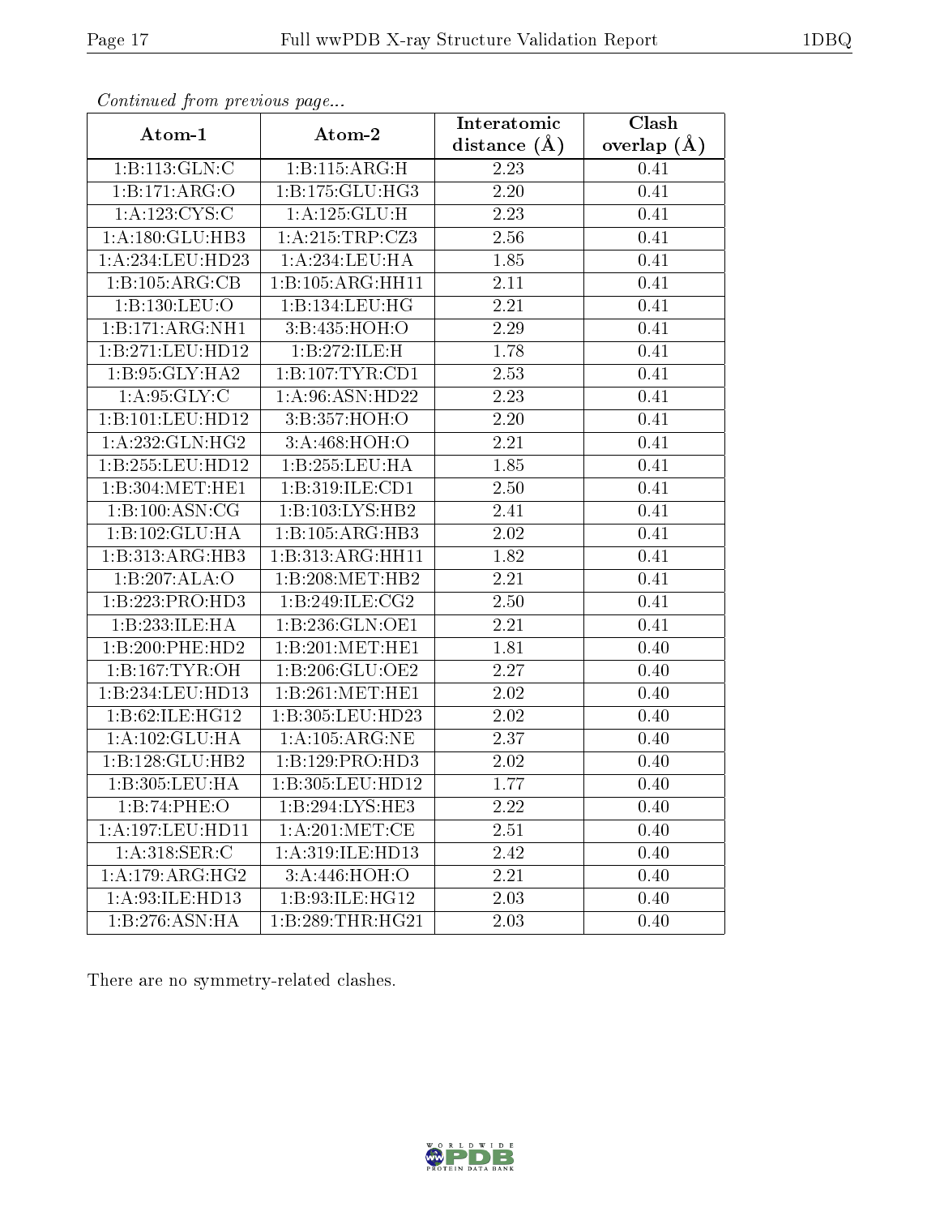*Continued from previous page...*

| Atom-1 | Atom-2 | Interatomic distance (Å) | Clash overlap (Å) |
| --- | --- | --- | --- |
| 1:B:113:GLN:C | 1:B:115:ARG:H | 2.23 | 0.41 |
| 1:B:171:ARG:O | 1:B:175:GLU:HG3 | 2.20 | 0.41 |
| 1:A:123:CYS:C | 1:A:125:GLU:H | 2.23 | 0.41 |
| 1:A:180:GLU:HB3 | 1:A:215:TRP:CZ3 | 2.56 | 0.41 |
| 1:A:234:LEU:HD23 | 1:A:234:LEU:HA | 1.85 | 0.41 |
| 1:B:105:ARG:CB | 1:B:105:ARG:HH11 | 2.11 | 0.41 |
| 1:B:130:LEU:O | 1:B:134:LEU:HG | 2.21 | 0.41 |
| 1:B:171:ARG:NH1 | 3:B:435:HOH:O | 2.29 | 0.41 |
| 1:B:271:LEU:HD12 | 1:B:272:ILE:H | 1.78 | 0.41 |
| 1:B:95:GLY:HA2 | 1:B:107:TYR:CD1 | 2.53 | 0.41 |
| 1:A:95:GLY:C | 1:A:96:ASN:HD22 | 2.23 | 0.41 |
| 1:B:101:LEU:HD12 | 3:B:357:HOH:O | 2.20 | 0.41 |
| 1:A:232:GLN:HG2 | 3:A:468:HOH:O | 2.21 | 0.41 |
| 1:B:255:LEU:HD12 | 1:B:255:LEU:HA | 1.85 | 0.41 |
| 1:B:304:MET:HE1 | 1:B:319:ILE:CD1 | 2.50 | 0.41 |
| 1:B:100:ASN:CG | 1:B:103:LYS:HB2 | 2.41 | 0.41 |
| 1:B:102:GLU:HA | 1:B:105:ARG:HB3 | 2.02 | 0.41 |
| 1:B:313:ARG:HB3 | 1:B:313:ARG:HH11 | 1.82 | 0.41 |
| 1:B:207:ALA:O | 1:B:208:MET:HB2 | 2.21 | 0.41 |
| 1:B:223:PRO:HD3 | 1:B:249:ILE:CG2 | 2.50 | 0.41 |
| 1:B:233:ILE:HA | 1:B:236:GLN:OE1 | 2.21 | 0.41 |
| 1:B:200:PHE:HD2 | 1:B:201:MET:HE1 | 1.81 | 0.40 |
| 1:B:167:TYR:OH | 1:B:206:GLU:OE2 | 2.27 | 0.40 |
| 1:B:234:LEU:HD13 | 1:B:261:MET:HE1 | 2.02 | 0.40 |
| 1:B:62:ILE:HG12 | 1:B:305:LEU:HD23 | 2.02 | 0.40 |
| 1:A:102:GLU:HA | 1:A:105:ARG:NE | 2.37 | 0.40 |
| 1:B:128:GLU:HB2 | 1:B:129:PRO:HD3 | 2.02 | 0.40 |
| 1:B:305:LEU:HA | 1:B:305:LEU:HD12 | 1.77 | 0.40 |
| 1:B:74:PHE:O | 1:B:294:LYS:HE3 | 2.22 | 0.40 |
| 1:A:197:LEU:HD11 | 1:A:201:MET:CE | 2.51 | 0.40 |
| 1:A:318:SER:C | 1:A:319:ILE:HD13 | 2.42 | 0.40 |
| 1:A:179:ARG:HG2 | 3:A:446:HOH:O | 2.21 | 0.40 |
| 1:A:93:ILE:HD13 | 1:B:93:ILE:HG12 | 2.03 | 0.40 |
| 1:B:276:ASN:HA | 1:B:289:THR:HG21 | 2.03 | 0.40 |

There are no symmetry-related clashes.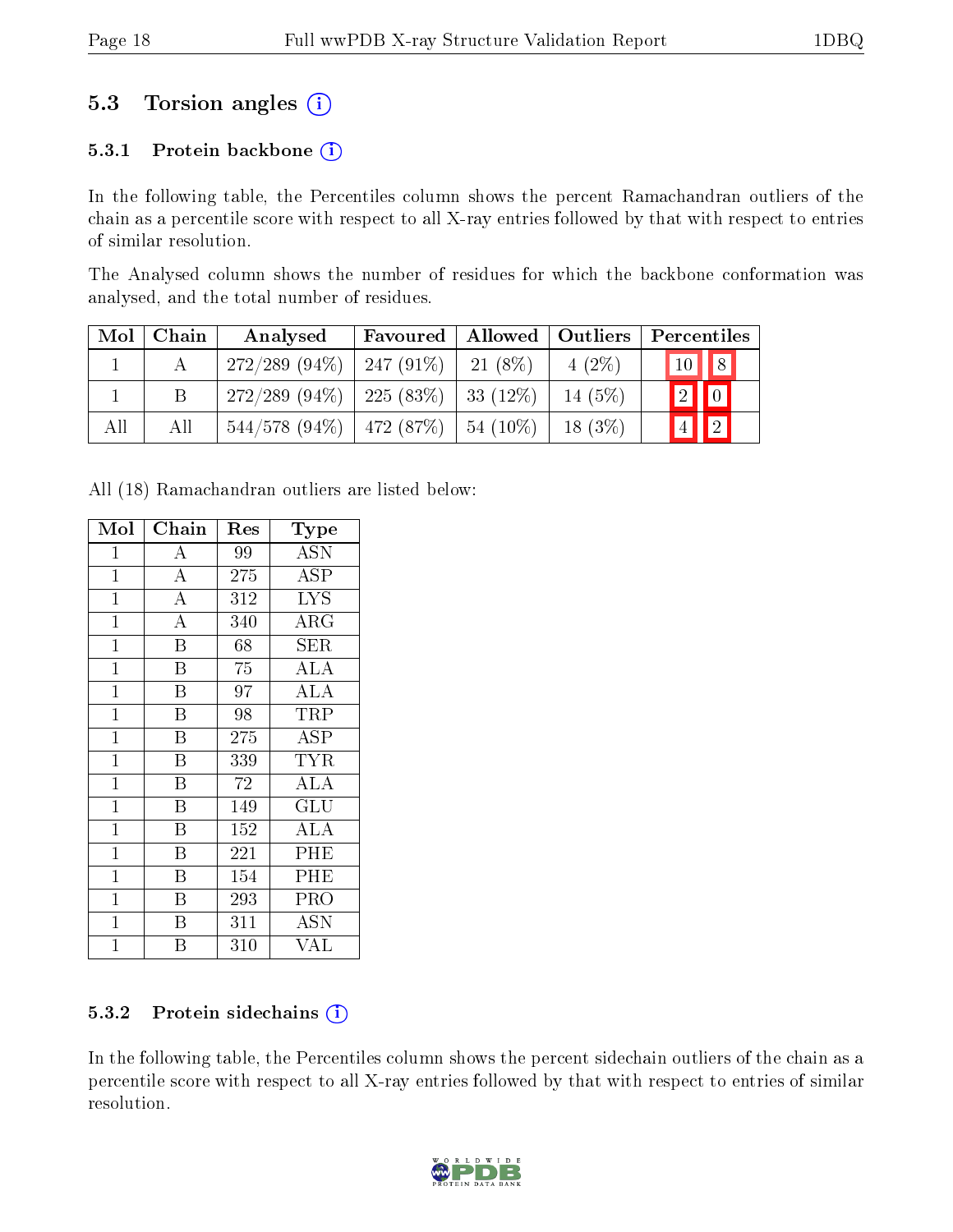## 5.3 Torsion angles ⓘ

### 5.3.1 Protein backbone ⓘ

In the following table, the Percentiles column shows the percent Ramachandran outliers of the chain as a percentile score with respect to all X-ray entries followed by that with respect to entries of similar resolution.

The Analysed column shows the number of residues for which the backbone conformation was analysed, and the total number of residues.

| Mol | Chain | Analysed | Favoured | Allowed | Outliers | Percentiles | |
|---|---|---|---|---|---|---|---|
| 1 | A | 272/289 (94%) | 247 (91%) | 21 (8%) | 4 (2%) | 10 | 8 |
| 1 | B | 272/289 (94%) | 225 (83%) | 33 (12%) | 14 (5%) | 2 | 0 |
| All | All | 544/578 (94%) | 472 (87%) | 54 (10%) | 18 (3%) | 4 | 2 |

All (18) Ramachandran outliers are listed below:

| Mol | Chain | Res | Type |
|---|---|---|---|
| 1 | A | 99 | ASN |
| 1 | A | 275 | ASP |
| 1 | A | 312 | LYS |
| 1 | A | 340 | ARG |
| 1 | B | 68 | SER |
| 1 | B | 75 | ALA |
| 1 | B | 97 | ALA |
| 1 | B | 98 | TRP |
| 1 | B | 275 | ASP |
| 1 | B | 339 | TYR |
| 1 | B | 72 | ALA |
| 1 | B | 149 | GLU |
| 1 | B | 152 | ALA |
| 1 | B | 221 | PHE |
| 1 | B | 154 | PHE |
| 1 | B | 293 | PRO |
| 1 | B | 311 | ASN |
| 1 | B | 310 | VAL |

### 5.3.2 Protein sidechains ⓘ

In the following table, the Percentiles column shows the percent sidechain outliers of the chain as a percentile score with respect to all X-ray entries followed by that with respect to entries of similar resolution.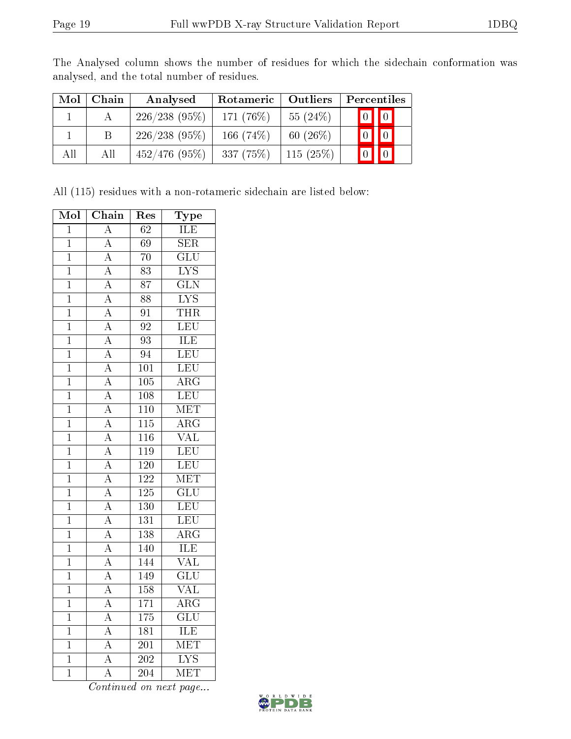The Analysed column shows the number of residues for which the sidechain conformation was analysed, and the total number of residues.

| Mol | Chain | Analysed | Rotameric | Outliers | Percentiles | |
|---|---|---|---|---|---|---|
| 1 | A | 226/238 (95%) | 171 (76%) | 55 (24%) | 0 | 0 |
| 1 | B | 226/238 (95%) | 166 (74%) | 60 (26%) | 0 | 0 |
| All | All | 452/476 (95%) | 337 (75%) | 115 (25%) | 0 | 0 |

All (115) residues with a non-rotameric sidechain are listed below:

| Mol | Chain | Res | Type |
|---|---|---|---|
| 1 | A | 62 | ILE |
| 1 | A | 69 | SER |
| 1 | A | 70 | GLU |
| 1 | A | 83 | LYS |
| 1 | A | 87 | GLN |
| 1 | A | 88 | LYS |
| 1 | A | 91 | THR |
| 1 | A | 92 | LEU |
| 1 | A | 93 | ILE |
| 1 | A | 94 | LEU |
| 1 | A | 101 | LEU |
| 1 | A | 105 | ARG |
| 1 | A | 108 | LEU |
| 1 | A | 110 | MET |
| 1 | A | 115 | ARG |
| 1 | A | 116 | VAL |
| 1 | A | 119 | LEU |
| 1 | A | 120 | LEU |
| 1 | A | 122 | MET |
| 1 | A | 125 | GLU |
| 1 | A | 130 | LEU |
| 1 | A | 131 | LEU |
| 1 | A | 138 | ARG |
| 1 | A | 140 | ILE |
| 1 | A | 144 | VAL |
| 1 | A | 149 | GLU |
| 1 | A | 158 | VAL |
| 1 | A | 171 | ARG |
| 1 | A | 175 | GLU |
| 1 | A | 181 | ILE |
| 1 | A | 201 | MET |
| 1 | A | 202 | LYS |
| 1 | A | 204 | MET |

*Continued on next page...*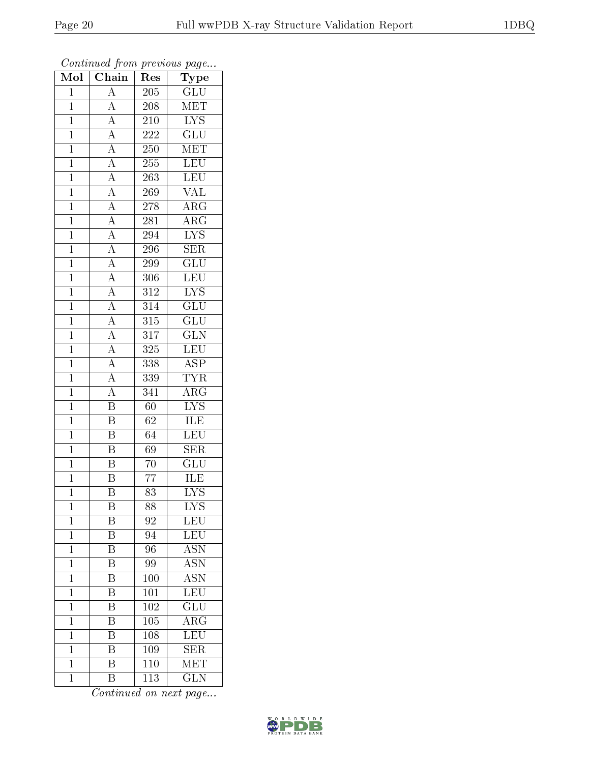*Continued from previous page...*

| Mol | Chain | Res | Type |
|---|---|---|---|
| 1 | A | 205 | GLU |
| 1 | A | 208 | MET |
| 1 | A | 210 | LYS |
| 1 | A | 222 | GLU |
| 1 | A | 250 | MET |
| 1 | A | 255 | LEU |
| 1 | A | 263 | LEU |
| 1 | A | 269 | VAL |
| 1 | A | 278 | ARG |
| 1 | A | 281 | ARG |
| 1 | A | 294 | LYS |
| 1 | A | 296 | SER |
| 1 | A | 299 | GLU |
| 1 | A | 306 | LEU |
| 1 | A | 312 | LYS |
| 1 | A | 314 | GLU |
| 1 | A | 315 | GLU |
| 1 | A | 317 | GLN |
| 1 | A | 325 | LEU |
| 1 | A | 338 | ASP |
| 1 | A | 339 | TYR |
| 1 | A | 341 | ARG |
| 1 | B | 60 | LYS |
| 1 | B | 62 | ILE |
| 1 | B | 64 | LEU |
| 1 | B | 69 | SER |
| 1 | B | 70 | GLU |
| 1 | B | 77 | ILE |
| 1 | B | 83 | LYS |
| 1 | B | 88 | LYS |
| 1 | B | 92 | LEU |
| 1 | B | 94 | LEU |
| 1 | B | 96 | ASN |
| 1 | B | 99 | ASN |
| 1 | B | 100 | ASN |
| 1 | B | 101 | LEU |
| 1 | B | 102 | GLU |
| 1 | B | 105 | ARG |
| 1 | B | 108 | LEU |
| 1 | B | 109 | SER |
| 1 | B | 110 | MET |
| 1 | B | 113 | GLN |

*Continued on next page...*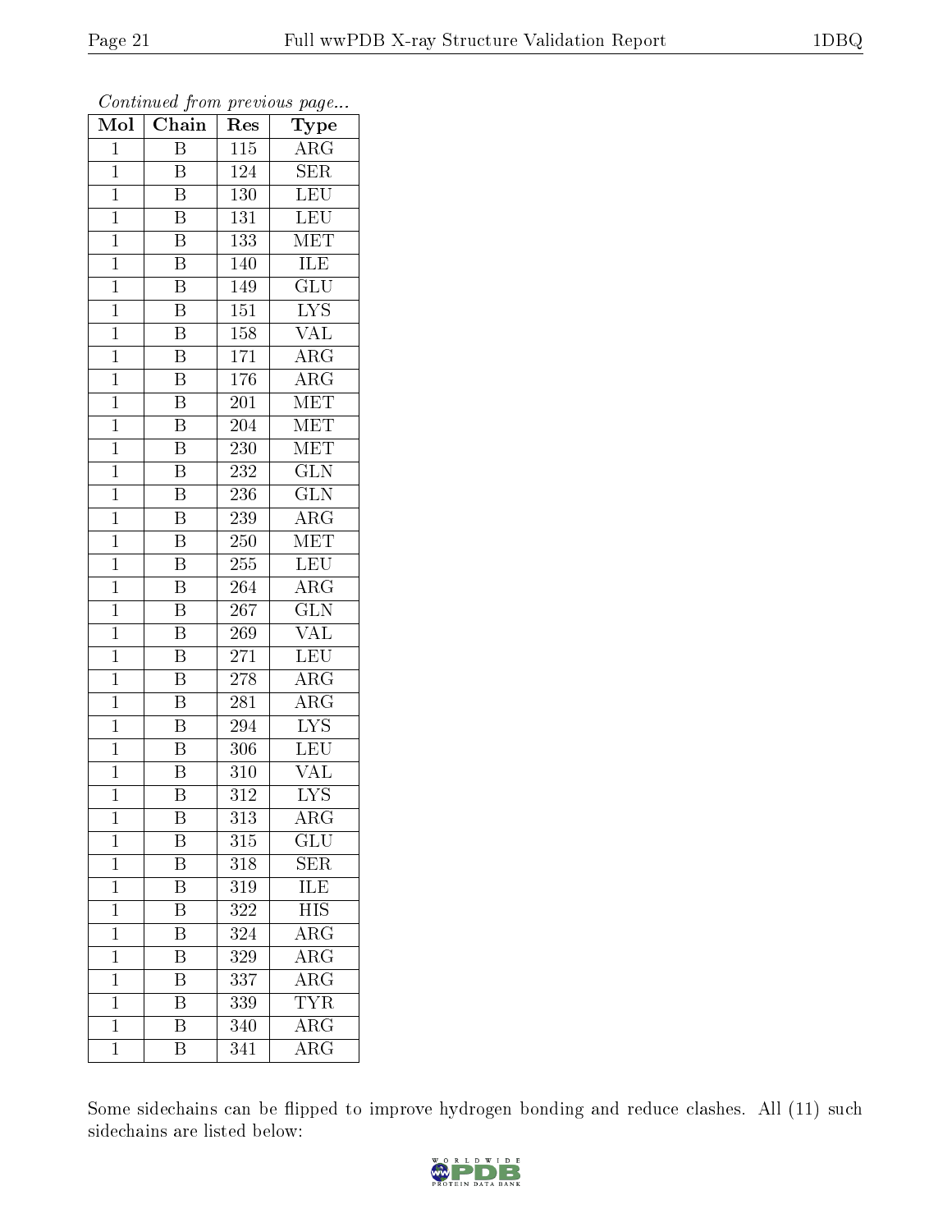*Continued from previous page...*

| Mol | Chain | Res | Type |
|---|---|---|---|
| 1 | B | 115 | ARG |
| 1 | B | 124 | SER |
| 1 | B | 130 | LEU |
| 1 | B | 131 | LEU |
| 1 | B | 133 | MET |
| 1 | B | 140 | ILE |
| 1 | B | 149 | GLU |
| 1 | B | 151 | LYS |
| 1 | B | 158 | VAL |
| 1 | B | 171 | ARG |
| 1 | B | 176 | ARG |
| 1 | B | 201 | MET |
| 1 | B | 204 | MET |
| 1 | B | 230 | MET |
| 1 | B | 232 | GLN |
| 1 | B | 236 | GLN |
| 1 | B | 239 | ARG |
| 1 | B | 250 | MET |
| 1 | B | 255 | LEU |
| 1 | B | 264 | ARG |
| 1 | B | 267 | GLN |
| 1 | B | 269 | VAL |
| 1 | B | 271 | LEU |
| 1 | B | 278 | ARG |
| 1 | B | 281 | ARG |
| 1 | B | 294 | LYS |
| 1 | B | 306 | LEU |
| 1 | B | 310 | VAL |
| 1 | B | 312 | LYS |
| 1 | B | 313 | ARG |
| 1 | B | 315 | GLU |
| 1 | B | 318 | SER |
| 1 | B | 319 | ILE |
| 1 | B | 322 | HIS |
| 1 | B | 324 | ARG |
| 1 | B | 329 | ARG |
| 1 | B | 337 | ARG |
| 1 | B | 339 | TYR |
| 1 | B | 340 | ARG |
| 1 | B | 341 | ARG |

Some sidechains can be flipped to improve hydrogen bonding and reduce clashes. All (11) such sidechains are listed below: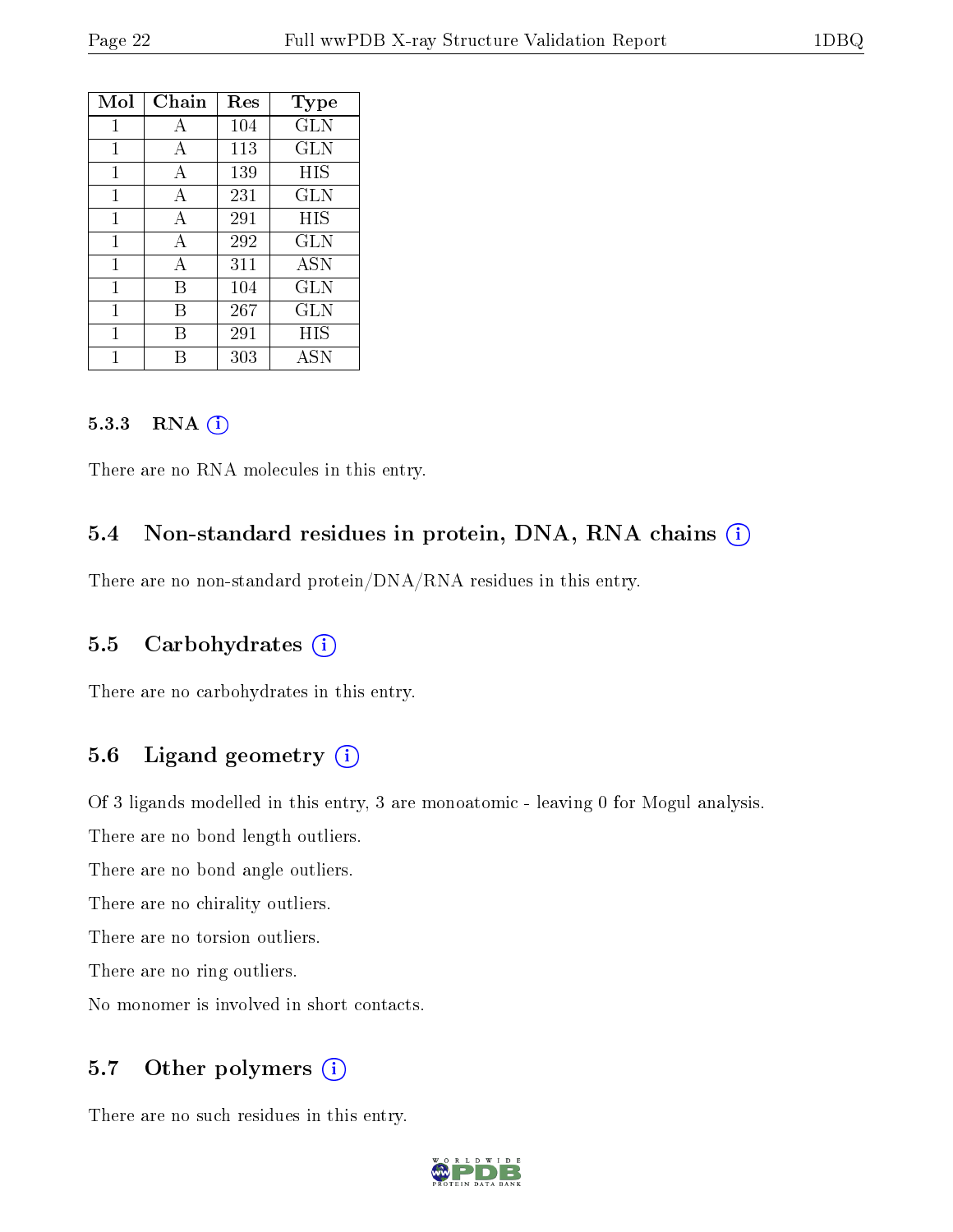| Mol | Chain | Res | Type |
|---|---|---|---|
| 1 | A | 104 | GLN |
| 1 | A | 113 | GLN |
| 1 | A | 139 | HIS |
| 1 | A | 231 | GLN |
| 1 | A | 291 | HIS |
| 1 | A | 292 | GLN |
| 1 | A | 311 | ASN |
| 1 | B | 104 | GLN |
| 1 | B | 267 | GLN |
| 1 | B | 291 | HIS |
| 1 | B | 303 | ASN |

#### 5.3.3 RNA

There are no RNA molecules in this entry.

### 5.4 Non-standard residues in protein, DNA, RNA chains

There are no non-standard protein/DNA/RNA residues in this entry.

### 5.5 Carbohydrates

There are no carbohydrates in this entry.

### 5.6 Ligand geometry

Of 3 ligands modelled in this entry, 3 are monoatomic - leaving 0 for Mogul analysis.

There are no bond length outliers.

There are no bond angle outliers.

There are no chirality outliers.

There are no torsion outliers.

There are no ring outliers.

No monomer is involved in short contacts.

### 5.7 Other polymers

There are no such residues in this entry.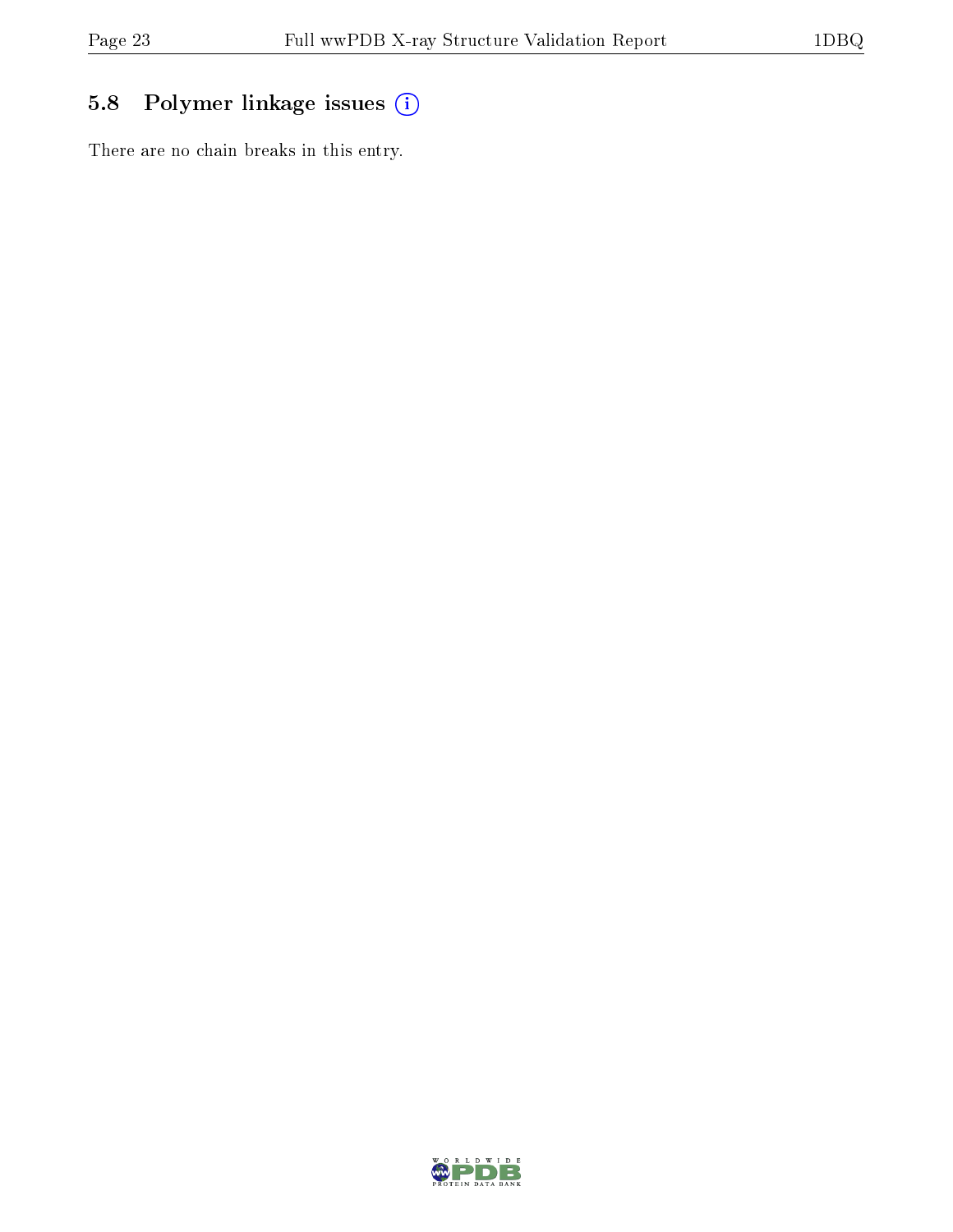## 5.8 Polymer linkage issues

There are no chain breaks in this entry.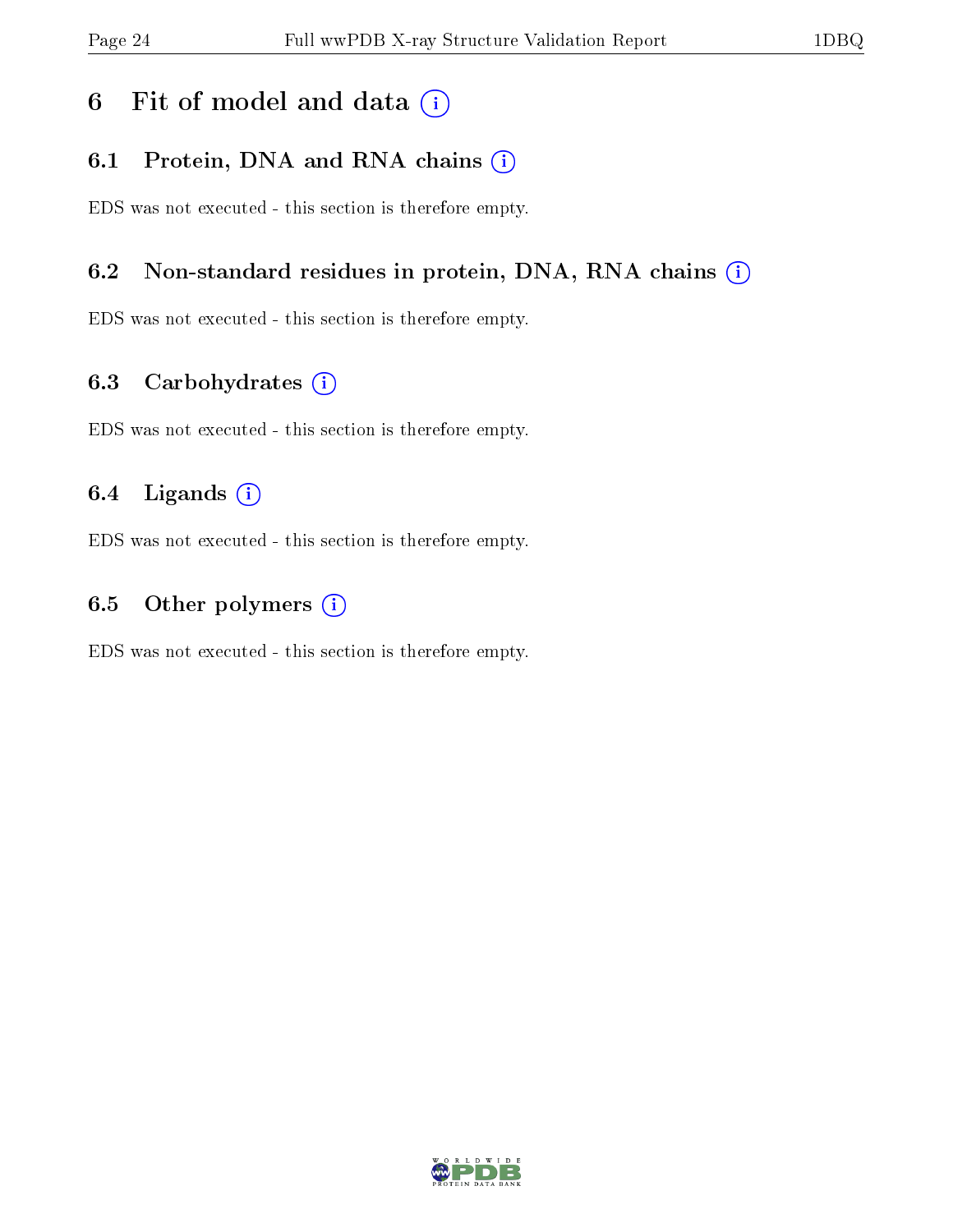# 6 Fit of model and data

## 6.1 Protein, DNA and RNA chains

EDS was not executed - this section is therefore empty.

## 6.2 Non-standard residues in protein, DNA, RNA chains

EDS was not executed - this section is therefore empty.

## 6.3 Carbohydrates

EDS was not executed - this section is therefore empty.

## 6.4 Ligands

EDS was not executed - this section is therefore empty.

## 6.5 Other polymers

EDS was not executed - this section is therefore empty.